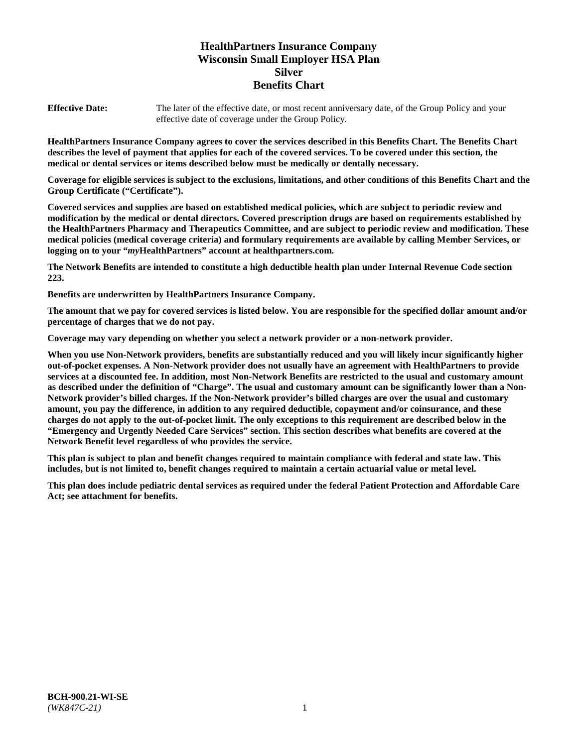# HealthPartners Insurance Company
# Wisconsin Small Employer HSA Plan
# Silver
# Benefits Chart

**Effective Date:** The later of the effective date, or most recent anniversary date, of the Group Policy and your effective date of coverage under the Group Policy.

**HealthPartners Insurance Company agrees to cover the services described in this Benefits Chart. The Benefits Chart describes the level of payment that applies for each of the covered services. To be covered under this section, the medical or dental services or items described below must be medically or dentally necessary.**

**Coverage for eligible services is subject to the exclusions, limitations, and other conditions of this Benefits Chart and the Group Certificate ("Certificate").**

**Covered services and supplies are based on established medical policies, which are subject to periodic review and modification by the medical or dental directors. Covered prescription drugs are based on requirements established by the HealthPartners Pharmacy and Therapeutics Committee, and are subject to periodic review and modification. These medical policies (medical coverage criteria) and formulary requirements are available by calling Member Services, or logging on to your "*my*HealthPartners" account at healthpartners.com.**

**The Network Benefits are intended to constitute a high deductible health plan under Internal Revenue Code section 223.**

**Benefits are underwritten by HealthPartners Insurance Company.**

**The amount that we pay for covered services is listed below. You are responsible for the specified dollar amount and/or percentage of charges that we do not pay.**

**Coverage may vary depending on whether you select a network provider or a non-network provider.**

**When you use Non-Network providers, benefits are substantially reduced and you will likely incur significantly higher out-of-pocket expenses. A Non-Network provider does not usually have an agreement with HealthPartners to provide services at a discounted fee. In addition, most Non-Network Benefits are restricted to the usual and customary amount as described under the definition of "Charge". The usual and customary amount can be significantly lower than a Non-Network provider's billed charges. If the Non-Network provider's billed charges are over the usual and customary amount, you pay the difference, in addition to any required deductible, copayment and/or coinsurance, and these charges do not apply to the out-of-pocket limit. The only exceptions to this requirement are described below in the "Emergency and Urgently Needed Care Services" section. This section describes what benefits are covered at the Network Benefit level regardless of who provides the service.**

**This plan is subject to plan and benefit changes required to maintain compliance with federal and state law. This includes, but is not limited to, benefit changes required to maintain a certain actuarial value or metal level.**

**This plan does include pediatric dental services as required under the federal Patient Protection and Affordable Care Act; see attachment for benefits.**

**BCH-900.21-WI-SE**
*(WK847C-21)*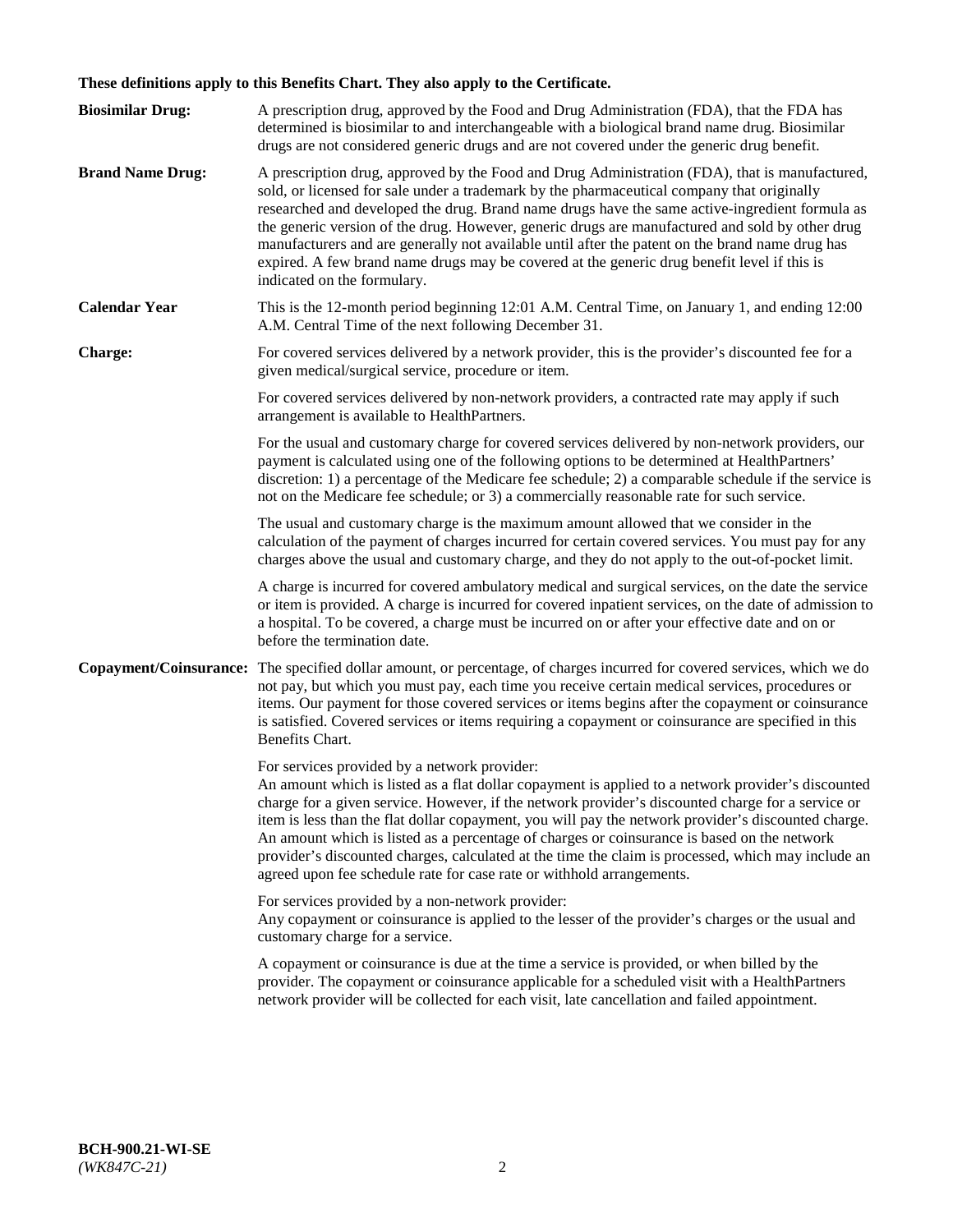**These definitions apply to this Benefits Chart. They also apply to the Certificate.**

**Biosimilar Drug:** A prescription drug, approved by the Food and Drug Administration (FDA), that the FDA has determined is biosimilar to and interchangeable with a biological brand name drug. Biosimilar drugs are not considered generic drugs and are not covered under the generic drug benefit.

**Brand Name Drug:** A prescription drug, approved by the Food and Drug Administration (FDA), that is manufactured, sold, or licensed for sale under a trademark by the pharmaceutical company that originally researched and developed the drug. Brand name drugs have the same active-ingredient formula as the generic version of the drug. However, generic drugs are manufactured and sold by other drug manufacturers and are generally not available until after the patent on the brand name drug has expired. A few brand name drugs may be covered at the generic drug benefit level if this is indicated on the formulary.

**Calendar Year** This is the 12-month period beginning 12:01 A.M. Central Time, on January 1, and ending 12:00 A.M. Central Time of the next following December 31.

**Charge:** For covered services delivered by a network provider, this is the provider's discounted fee for a given medical/surgical service, procedure or item.

For covered services delivered by non-network providers, a contracted rate may apply if such arrangement is available to HealthPartners.

For the usual and customary charge for covered services delivered by non-network providers, our payment is calculated using one of the following options to be determined at HealthPartners' discretion: 1) a percentage of the Medicare fee schedule; 2) a comparable schedule if the service is not on the Medicare fee schedule; or 3) a commercially reasonable rate for such service.

The usual and customary charge is the maximum amount allowed that we consider in the calculation of the payment of charges incurred for certain covered services. You must pay for any charges above the usual and customary charge, and they do not apply to the out-of-pocket limit.

A charge is incurred for covered ambulatory medical and surgical services, on the date the service or item is provided. A charge is incurred for covered inpatient services, on the date of admission to a hospital. To be covered, a charge must be incurred on or after your effective date and on or before the termination date.

**Copayment/Coinsurance:** The specified dollar amount, or percentage, of charges incurred for covered services, which we do not pay, but which you must pay, each time you receive certain medical services, procedures or items. Our payment for those covered services or items begins after the copayment or coinsurance is satisfied. Covered services or items requiring a copayment or coinsurance are specified in this Benefits Chart.

For services provided by a network provider:
An amount which is listed as a flat dollar copayment is applied to a network provider's discounted charge for a given service. However, if the network provider's discounted charge for a service or item is less than the flat dollar copayment, you will pay the network provider's discounted charge. An amount which is listed as a percentage of charges or coinsurance is based on the network provider's discounted charges, calculated at the time the claim is processed, which may include an agreed upon fee schedule rate for case rate or withhold arrangements.

For services provided by a non-network provider:
Any copayment or coinsurance is applied to the lesser of the provider's charges or the usual and customary charge for a service.

A copayment or coinsurance is due at the time a service is provided, or when billed by the provider. The copayment or coinsurance applicable for a scheduled visit with a HealthPartners network provider will be collected for each visit, late cancellation and failed appointment.

**BCH-900.21-WI-SE**
*(WK847C-21)*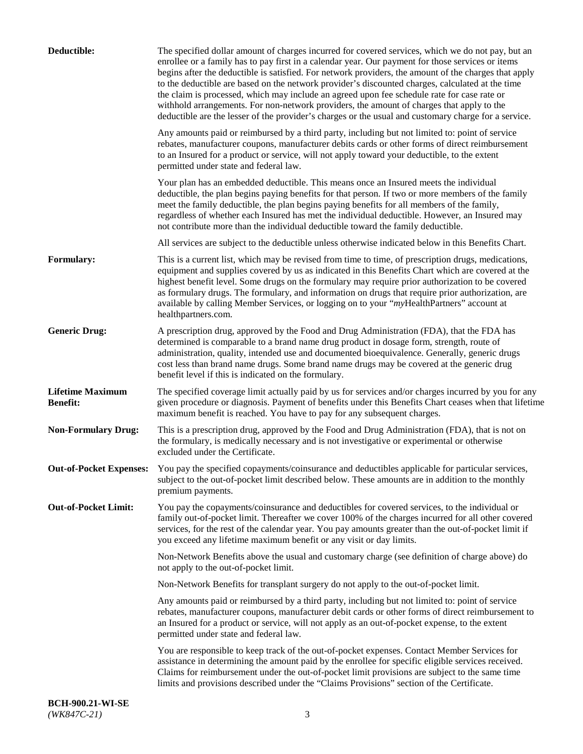**Deductible:** The specified dollar amount of charges incurred for covered services, which we do not pay, but an enrollee or a family has to pay first in a calendar year. Our payment for those services or items begins after the deductible is satisfied. For network providers, the amount of the charges that apply to the deductible are based on the network provider's discounted charges, calculated at the time the claim is processed, which may include an agreed upon fee schedule rate for case rate or withhold arrangements. For non-network providers, the amount of charges that apply to the deductible are the lesser of the provider's charges or the usual and customary charge for a service.

Any amounts paid or reimbursed by a third party, including but not limited to: point of service rebates, manufacturer coupons, manufacturer debits cards or other forms of direct reimbursement to an Insured for a product or service, will not apply toward your deductible, to the extent permitted under state and federal law.

Your plan has an embedded deductible. This means once an Insured meets the individual deductible, the plan begins paying benefits for that person. If two or more members of the family meet the family deductible, the plan begins paying benefits for all members of the family, regardless of whether each Insured has met the individual deductible. However, an Insured may not contribute more than the individual deductible toward the family deductible.

All services are subject to the deductible unless otherwise indicated below in this Benefits Chart.

**Formulary:** This is a current list, which may be revised from time to time, of prescription drugs, medications, equipment and supplies covered by us as indicated in this Benefits Chart which are covered at the highest benefit level. Some drugs on the formulary may require prior authorization to be covered as formulary drugs. The formulary, and information on drugs that require prior authorization, are available by calling Member Services, or logging on to your "*my*HealthPartners" account at healthpartners.com.

**Generic Drug:** A prescription drug, approved by the Food and Drug Administration (FDA), that the FDA has determined is comparable to a brand name drug product in dosage form, strength, route of administration, quality, intended use and documented bioequivalence. Generally, generic drugs cost less than brand name drugs. Some brand name drugs may be covered at the generic drug benefit level if this is indicated on the formulary.

**Lifetime Maximum Benefit:** The specified coverage limit actually paid by us for services and/or charges incurred by you for any given procedure or diagnosis. Payment of benefits under this Benefits Chart ceases when that lifetime maximum benefit is reached. You have to pay for any subsequent charges.

**Non-Formulary Drug:** This is a prescription drug, approved by the Food and Drug Administration (FDA), that is not on the formulary, is medically necessary and is not investigative or experimental or otherwise excluded under the Certificate.

**Out-of-Pocket Expenses:** You pay the specified copayments/coinsurance and deductibles applicable for particular services, subject to the out-of-pocket limit described below. These amounts are in addition to the monthly premium payments.

**Out-of-Pocket Limit:** You pay the copayments/coinsurance and deductibles for covered services, to the individual or family out-of-pocket limit. Thereafter we cover 100% of the charges incurred for all other covered services, for the rest of the calendar year. You pay amounts greater than the out-of-pocket limit if you exceed any lifetime maximum benefit or any visit or day limits.

Non-Network Benefits above the usual and customary charge (see definition of charge above) do not apply to the out-of-pocket limit.

Non-Network Benefits for transplant surgery do not apply to the out-of-pocket limit.

Any amounts paid or reimbursed by a third party, including but not limited to: point of service rebates, manufacturer coupons, manufacturer debit cards or other forms of direct reimbursement to an Insured for a product or service, will not apply as an out-of-pocket expense, to the extent permitted under state and federal law.

You are responsible to keep track of the out-of-pocket expenses. Contact Member Services for assistance in determining the amount paid by the enrollee for specific eligible services received. Claims for reimbursement under the out-of-pocket limit provisions are subject to the same time limits and provisions described under the "Claims Provisions" section of the Certificate.

**BCH-900.21-WI-SE**
*(WK847C-21)*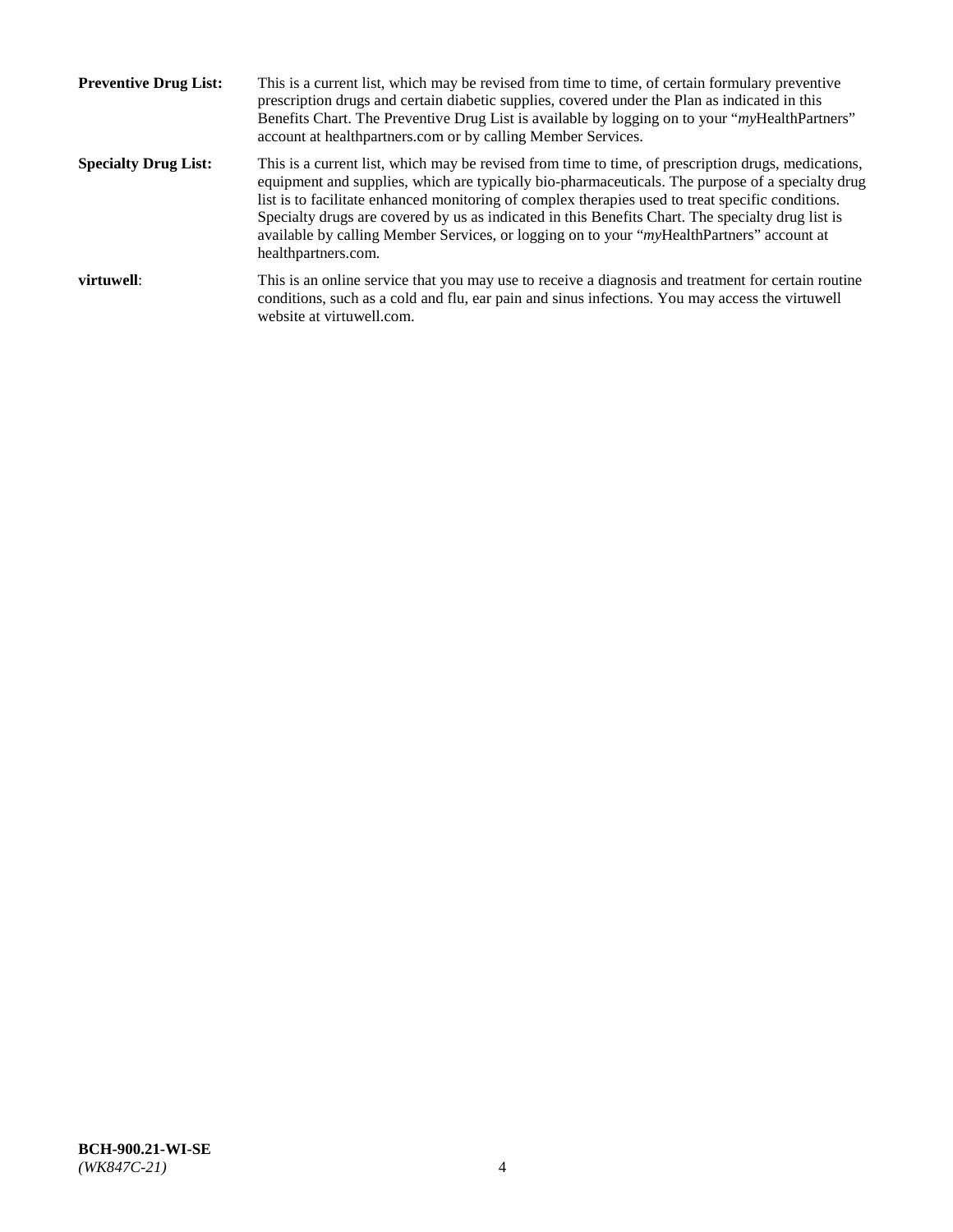**Preventive Drug List:** This is a current list, which may be revised from time to time, of certain formulary preventive prescription drugs and certain diabetic supplies, covered under the Plan as indicated in this Benefits Chart. The Preventive Drug List is available by logging on to your "*my*HealthPartners" account at healthpartners.com or by calling Member Services.

**Specialty Drug List:** This is a current list, which may be revised from time to time, of prescription drugs, medications, equipment and supplies, which are typically bio-pharmaceuticals. The purpose of a specialty drug list is to facilitate enhanced monitoring of complex therapies used to treat specific conditions. Specialty drugs are covered by us as indicated in this Benefits Chart. The specialty drug list is available by calling Member Services, or logging on to your "*my*HealthPartners" account at healthpartners.com.

**virtuwell**: This is an online service that you may use to receive a diagnosis and treatment for certain routine conditions, such as a cold and flu, ear pain and sinus infections. You may access the virtuwell website at virtuwell.com.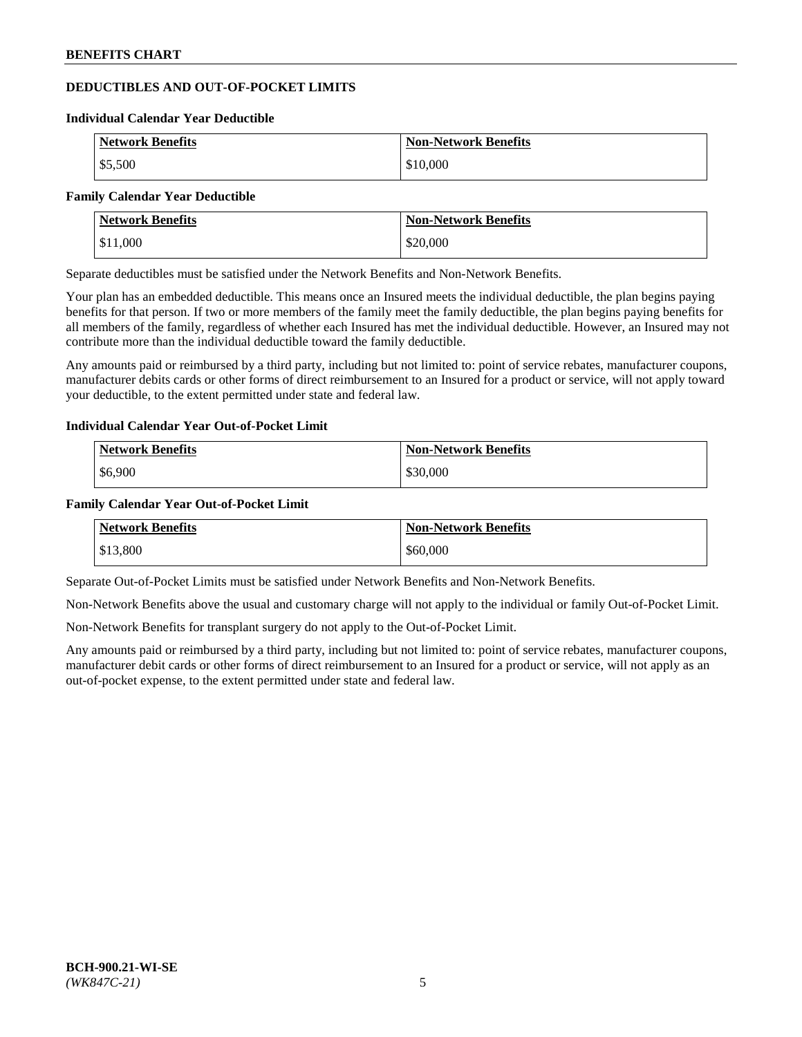## DEDUCTIBLES AND OUT-OF-POCKET LIMITS

### Individual Calendar Year Deductible

| Network Benefits | Non-Network Benefits |
|---|---|
| $5,500 | $10,000 |

### Family Calendar Year Deductible

| Network Benefits | Non-Network Benefits |
|---|---|
| $11,000 | $20,000 |

Separate deductibles must be satisfied under the Network Benefits and Non-Network Benefits.

Your plan has an embedded deductible. This means once an Insured meets the individual deductible, the plan begins paying benefits for that person. If two or more members of the family meet the family deductible, the plan begins paying benefits for all members of the family, regardless of whether each Insured has met the individual deductible. However, an Insured may not contribute more than the individual deductible toward the family deductible.

Any amounts paid or reimbursed by a third party, including but not limited to: point of service rebates, manufacturer coupons, manufacturer debits cards or other forms of direct reimbursement to an Insured for a product or service, will not apply toward your deductible, to the extent permitted under state and federal law.

### Individual Calendar Year Out-of-Pocket Limit

| Network Benefits | Non-Network Benefits |
|---|---|
| $6,900 | $30,000 |

### Family Calendar Year Out-of-Pocket Limit

| Network Benefits | Non-Network Benefits |
|---|---|
| $13,800 | $60,000 |

Separate Out-of-Pocket Limits must be satisfied under Network Benefits and Non-Network Benefits.

Non-Network Benefits above the usual and customary charge will not apply to the individual or family Out-of-Pocket Limit.

Non-Network Benefits for transplant surgery do not apply to the Out-of-Pocket Limit.

Any amounts paid or reimbursed by a third party, including but not limited to: point of service rebates, manufacturer coupons, manufacturer debit cards or other forms of direct reimbursement to an Insured for a product or service, will not apply as an out-of-pocket expense, to the extent permitted under state and federal law.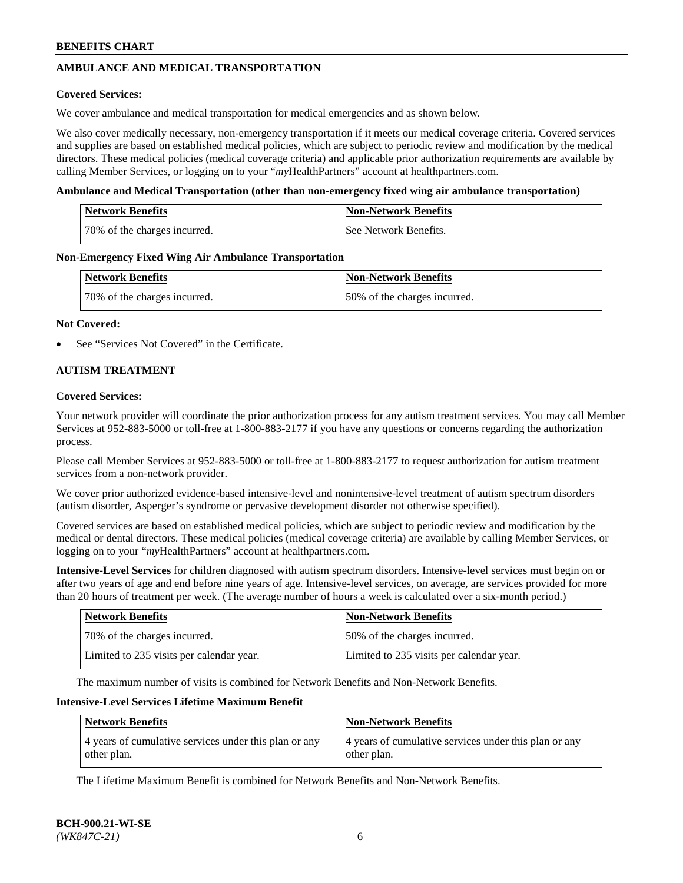## AMBULANCE AND MEDICAL TRANSPORTATION

**Covered Services:**

We cover ambulance and medical transportation for medical emergencies and as shown below.

We also cover medically necessary, non-emergency transportation if it meets our medical coverage criteria. Covered services and supplies are based on established medical policies, which are subject to periodic review and modification by the medical directors. These medical policies (medical coverage criteria) and applicable prior authorization requirements are available by calling Member Services, or logging on to your "*my*HealthPartners" account at healthpartners.com.

**Ambulance and Medical Transportation (other than non-emergency fixed wing air ambulance transportation)**

| Network Benefits | Non-Network Benefits |
|---|---|
| 70% of the charges incurred. | See Network Benefits. |

**Non-Emergency Fixed Wing Air Ambulance Transportation**

| Network Benefits | Non-Network Benefits |
|---|---|
| 70% of the charges incurred. | 50% of the charges incurred. |

**Not Covered:**

- See "Services Not Covered" in the Certificate.

## AUTISM TREATMENT

**Covered Services:**

Your network provider will coordinate the prior authorization process for any autism treatment services. You may call Member Services at 952-883-5000 or toll-free at 1-800-883-2177 if you have any questions or concerns regarding the authorization process.

Please call Member Services at 952-883-5000 or toll-free at 1-800-883-2177 to request authorization for autism treatment services from a non-network provider.

We cover prior authorized evidence-based intensive-level and nonintensive-level treatment of autism spectrum disorders (autism disorder, Asperger's syndrome or pervasive development disorder not otherwise specified).

Covered services are based on established medical policies, which are subject to periodic review and modification by the medical or dental directors. These medical policies (medical coverage criteria) are available by calling Member Services, or logging on to your "*my*HealthPartners" account at healthpartners.com.

**Intensive-Level Services** for children diagnosed with autism spectrum disorders. Intensive-level services must begin on or after two years of age and end before nine years of age. Intensive-level services, on average, are services provided for more than 20 hours of treatment per week. (The average number of hours a week is calculated over a six-month period.)

| Network Benefits | Non-Network Benefits |
|---|---|
| 70% of the charges incurred. | 50% of the charges incurred. |
| Limited to 235 visits per calendar year. | Limited to 235 visits per calendar year. |

The maximum number of visits is combined for Network Benefits and Non-Network Benefits.

**Intensive-Level Services Lifetime Maximum Benefit**

| Network Benefits | Non-Network Benefits |
|---|---|
| 4 years of cumulative services under this plan or any other plan. | 4 years of cumulative services under this plan or any other plan. |

The Lifetime Maximum Benefit is combined for Network Benefits and Non-Network Benefits.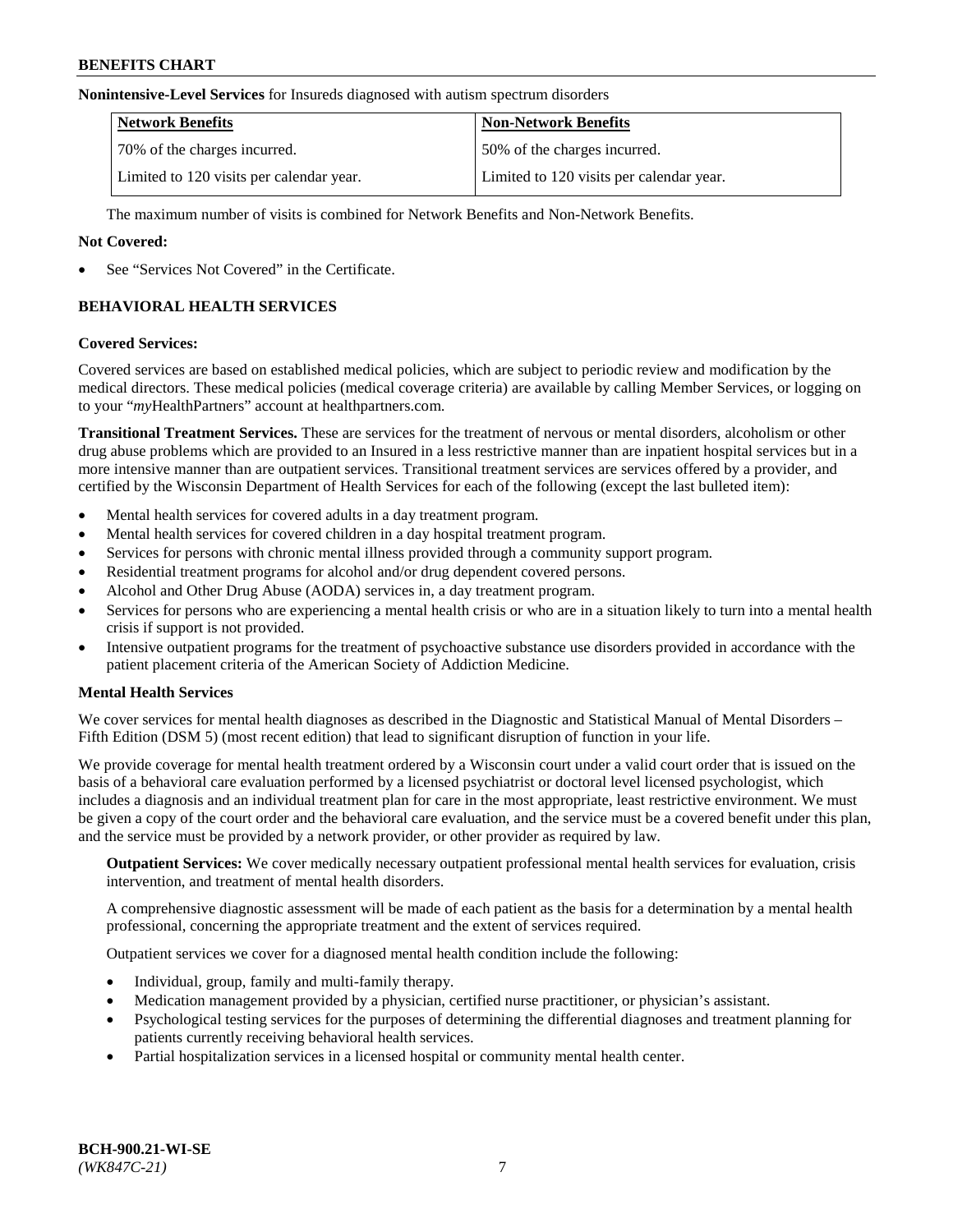**Nonintensive-Level Services** for Insureds diagnosed with autism spectrum disorders

| Network Benefits | Non-Network Benefits |
|---|---|
| 70% of the charges incurred. | 50% of the charges incurred. |
| Limited to 120 visits per calendar year. | Limited to 120 visits per calendar year. |

The maximum number of visits is combined for Network Benefits and Non-Network Benefits.

**Not Covered:**

- See "Services Not Covered" in the Certificate.

## BEHAVIORAL HEALTH SERVICES

**Covered Services:**

Covered services are based on established medical policies, which are subject to periodic review and modification by the medical directors. These medical policies (medical coverage criteria) are available by calling Member Services, or logging on to your "*my*HealthPartners" account at healthpartners.com.

**Transitional Treatment Services.** These are services for the treatment of nervous or mental disorders, alcoholism or other drug abuse problems which are provided to an Insured in a less restrictive manner than are inpatient hospital services but in a more intensive manner than are outpatient services. Transitional treatment services are services offered by a provider, and certified by the Wisconsin Department of Health Services for each of the following (except the last bulleted item):

- Mental health services for covered adults in a day treatment program.
- Mental health services for covered children in a day hospital treatment program.
- Services for persons with chronic mental illness provided through a community support program.
- Residential treatment programs for alcohol and/or drug dependent covered persons.
- Alcohol and Other Drug Abuse (AODA) services in, a day treatment program.
- Services for persons who are experiencing a mental health crisis or who are in a situation likely to turn into a mental health crisis if support is not provided.
- Intensive outpatient programs for the treatment of psychoactive substance use disorders provided in accordance with the patient placement criteria of the American Society of Addiction Medicine.

**Mental Health Services**

We cover services for mental health diagnoses as described in the Diagnostic and Statistical Manual of Mental Disorders – Fifth Edition (DSM 5) (most recent edition) that lead to significant disruption of function in your life.

We provide coverage for mental health treatment ordered by a Wisconsin court under a valid court order that is issued on the basis of a behavioral care evaluation performed by a licensed psychiatrist or doctoral level licensed psychologist, which includes a diagnosis and an individual treatment plan for care in the most appropriate, least restrictive environment. We must be given a copy of the court order and the behavioral care evaluation, and the service must be a covered benefit under this plan, and the service must be provided by a network provider, or other provider as required by law.

**Outpatient Services:** We cover medically necessary outpatient professional mental health services for evaluation, crisis intervention, and treatment of mental health disorders.

A comprehensive diagnostic assessment will be made of each patient as the basis for a determination by a mental health professional, concerning the appropriate treatment and the extent of services required.

Outpatient services we cover for a diagnosed mental health condition include the following:

- Individual, group, family and multi-family therapy.
- Medication management provided by a physician, certified nurse practitioner, or physician's assistant.
- Psychological testing services for the purposes of determining the differential diagnoses and treatment planning for patients currently receiving behavioral health services.
- Partial hospitalization services in a licensed hospital or community mental health center.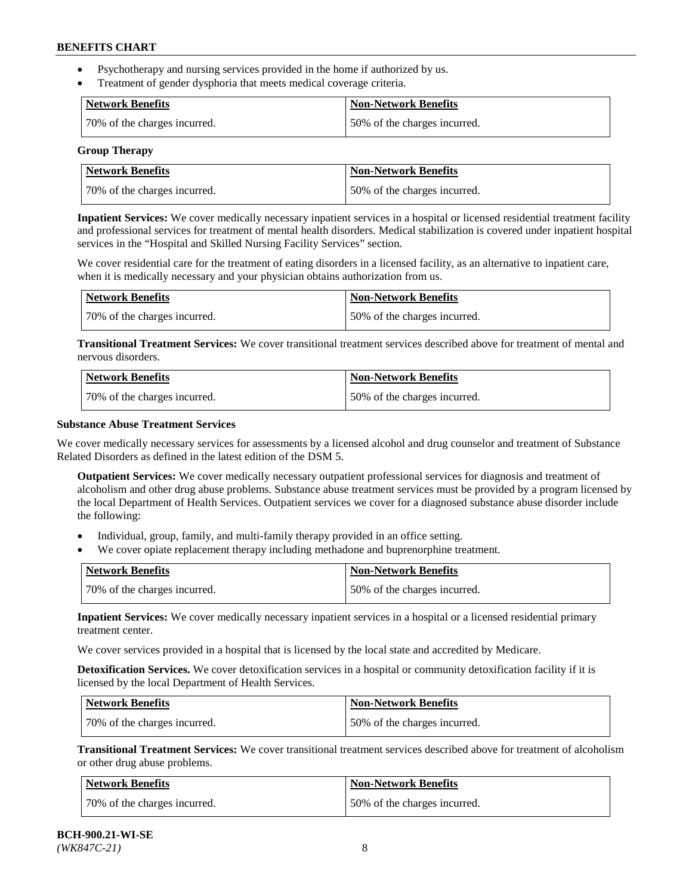- Psychotherapy and nursing services provided in the home if authorized by us.
- Treatment of gender dysphoria that meets medical coverage criteria.

| Network Benefits | Non-Network Benefits |
| --- | --- |
| 70% of the charges incurred. | 50% of the charges incurred. |

**Group Therapy**

| Network Benefits | Non-Network Benefits |
| --- | --- |
| 70% of the charges incurred. | 50% of the charges incurred. |

**Inpatient Services:** We cover medically necessary inpatient services in a hospital or licensed residential treatment facility and professional services for treatment of mental health disorders. Medical stabilization is covered under inpatient hospital services in the "Hospital and Skilled Nursing Facility Services" section.

We cover residential care for the treatment of eating disorders in a licensed facility, as an alternative to inpatient care, when it is medically necessary and your physician obtains authorization from us.

| Network Benefits | Non-Network Benefits |
| --- | --- |
| 70% of the charges incurred. | 50% of the charges incurred. |

**Transitional Treatment Services:** We cover transitional treatment services described above for treatment of mental and nervous disorders.

| Network Benefits | Non-Network Benefits |
| --- | --- |
| 70% of the charges incurred. | 50% of the charges incurred. |

**Substance Abuse Treatment Services**

We cover medically necessary services for assessments by a licensed alcohol and drug counselor and treatment of Substance Related Disorders as defined in the latest edition of the DSM 5.

**Outpatient Services:** We cover medically necessary outpatient professional services for diagnosis and treatment of alcoholism and other drug abuse problems. Substance abuse treatment services must be provided by a program licensed by the local Department of Health Services. Outpatient services we cover for a diagnosed substance abuse disorder include the following:

- Individual, group, family, and multi-family therapy provided in an office setting.
- We cover opiate replacement therapy including methadone and buprenorphine treatment.

| Network Benefits | Non-Network Benefits |
| --- | --- |
| 70% of the charges incurred. | 50% of the charges incurred. |

**Inpatient Services:** We cover medically necessary inpatient services in a hospital or a licensed residential primary treatment center.

We cover services provided in a hospital that is licensed by the local state and accredited by Medicare.

**Detoxification Services.** We cover detoxification services in a hospital or community detoxification facility if it is licensed by the local Department of Health Services.

| Network Benefits | Non-Network Benefits |
| --- | --- |
| 70% of the charges incurred. | 50% of the charges incurred. |

**Transitional Treatment Services:** We cover transitional treatment services described above for treatment of alcoholism or other drug abuse problems.

| Network Benefits | Non-Network Benefits |
| --- | --- |
| 70% of the charges incurred. | 50% of the charges incurred. |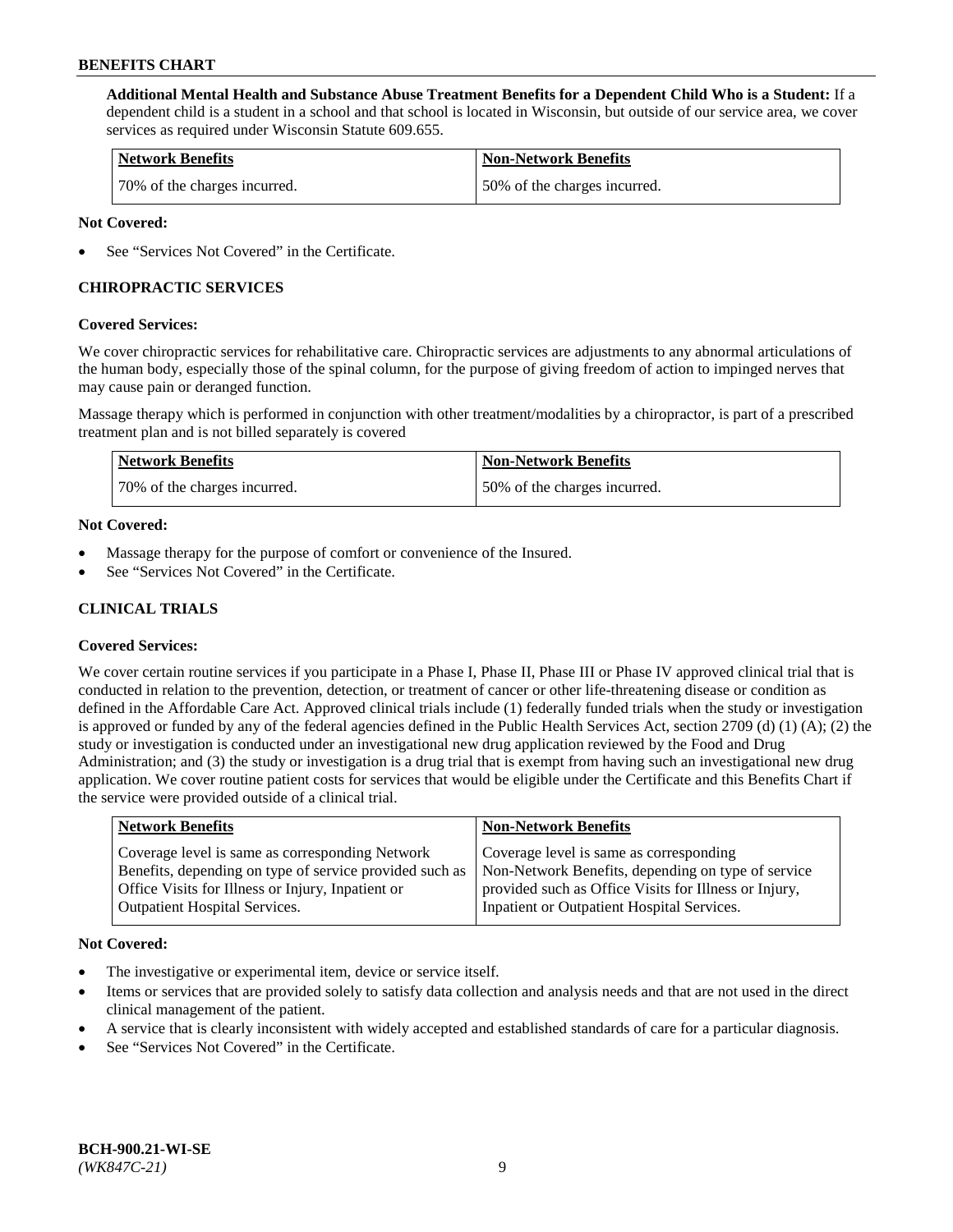**Additional Mental Health and Substance Abuse Treatment Benefits for a Dependent Child Who is a Student:** If a dependent child is a student in a school and that school is located in Wisconsin, but outside of our service area, we cover services as required under Wisconsin Statute 609.655.

| Network Benefits | Non-Network Benefits |
|---|---|
| 70% of the charges incurred. | 50% of the charges incurred. |

**Not Covered:**

- See "Services Not Covered" in the Certificate.

### CHIROPRACTIC SERVICES

**Covered Services:**

We cover chiropractic services for rehabilitative care. Chiropractic services are adjustments to any abnormal articulations of the human body, especially those of the spinal column, for the purpose of giving freedom of action to impinged nerves that may cause pain or deranged function.

Massage therapy which is performed in conjunction with other treatment/modalities by a chiropractor, is part of a prescribed treatment plan and is not billed separately is covered

| Network Benefits | Non-Network Benefits |
|---|---|
| 70% of the charges incurred. | 50% of the charges incurred. |

**Not Covered:**

- Massage therapy for the purpose of comfort or convenience of the Insured.
- See "Services Not Covered" in the Certificate.

### CLINICAL TRIALS

**Covered Services:**

We cover certain routine services if you participate in a Phase I, Phase II, Phase III or Phase IV approved clinical trial that is conducted in relation to the prevention, detection, or treatment of cancer or other life-threatening disease or condition as defined in the Affordable Care Act. Approved clinical trials include (1) federally funded trials when the study or investigation is approved or funded by any of the federal agencies defined in the Public Health Services Act, section 2709 (d) (1) (A); (2) the study or investigation is conducted under an investigational new drug application reviewed by the Food and Drug Administration; and (3) the study or investigation is a drug trial that is exempt from having such an investigational new drug application. We cover routine patient costs for services that would be eligible under the Certificate and this Benefits Chart if the service were provided outside of a clinical trial.

| Network Benefits | Non-Network Benefits |
|---|---|
| Coverage level is same as corresponding Network Benefits, depending on type of service provided such as Office Visits for Illness or Injury, Inpatient or Outpatient Hospital Services. | Coverage level is same as corresponding Non-Network Benefits, depending on type of service provided such as Office Visits for Illness or Injury, Inpatient or Outpatient Hospital Services. |

**Not Covered:**

- The investigative or experimental item, device or service itself.
- Items or services that are provided solely to satisfy data collection and analysis needs and that are not used in the direct clinical management of the patient.
- A service that is clearly inconsistent with widely accepted and established standards of care for a particular diagnosis.
- See "Services Not Covered" in the Certificate.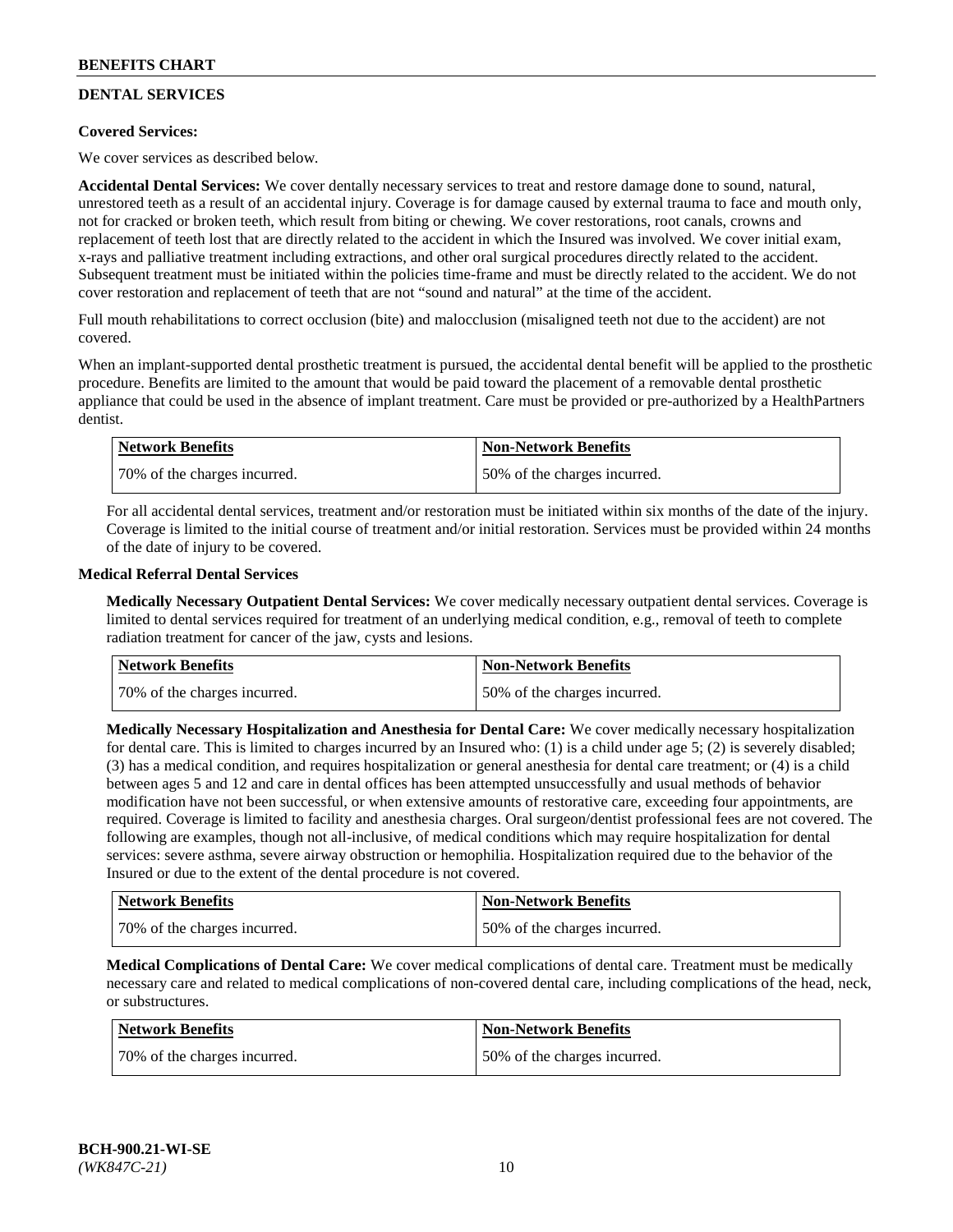## DENTAL SERVICES

**Covered Services:**

We cover services as described below.

**Accidental Dental Services:** We cover dentally necessary services to treat and restore damage done to sound, natural, unrestored teeth as a result of an accidental injury. Coverage is for damage caused by external trauma to face and mouth only, not for cracked or broken teeth, which result from biting or chewing. We cover restorations, root canals, crowns and replacement of teeth lost that are directly related to the accident in which the Insured was involved. We cover initial exam, x-rays and palliative treatment including extractions, and other oral surgical procedures directly related to the accident. Subsequent treatment must be initiated within the policies time-frame and must be directly related to the accident. We do not cover restoration and replacement of teeth that are not "sound and natural" at the time of the accident.

Full mouth rehabilitations to correct occlusion (bite) and malocclusion (misaligned teeth not due to the accident) are not covered.

When an implant-supported dental prosthetic treatment is pursued, the accidental dental benefit will be applied to the prosthetic procedure. Benefits are limited to the amount that would be paid toward the placement of a removable dental prosthetic appliance that could be used in the absence of implant treatment. Care must be provided or pre-authorized by a HealthPartners dentist.

| Network Benefits | Non-Network Benefits |
|---|---|
| 70% of the charges incurred. | 50% of the charges incurred. |

For all accidental dental services, treatment and/or restoration must be initiated within six months of the date of the injury. Coverage is limited to the initial course of treatment and/or initial restoration. Services must be provided within 24 months of the date of injury to be covered.

**Medical Referral Dental Services**

**Medically Necessary Outpatient Dental Services:** We cover medically necessary outpatient dental services. Coverage is limited to dental services required for treatment of an underlying medical condition, e.g., removal of teeth to complete radiation treatment for cancer of the jaw, cysts and lesions.

| Network Benefits | Non-Network Benefits |
|---|---|
| 70% of the charges incurred. | 50% of the charges incurred. |

**Medically Necessary Hospitalization and Anesthesia for Dental Care:** We cover medically necessary hospitalization for dental care. This is limited to charges incurred by an Insured who: (1) is a child under age 5; (2) is severely disabled; (3) has a medical condition, and requires hospitalization or general anesthesia for dental care treatment; or (4) is a child between ages 5 and 12 and care in dental offices has been attempted unsuccessfully and usual methods of behavior modification have not been successful, or when extensive amounts of restorative care, exceeding four appointments, are required. Coverage is limited to facility and anesthesia charges. Oral surgeon/dentist professional fees are not covered. The following are examples, though not all-inclusive, of medical conditions which may require hospitalization for dental services: severe asthma, severe airway obstruction or hemophilia. Hospitalization required due to the behavior of the Insured or due to the extent of the dental procedure is not covered.

| Network Benefits | Non-Network Benefits |
|---|---|
| 70% of the charges incurred. | 50% of the charges incurred. |

**Medical Complications of Dental Care:** We cover medical complications of dental care. Treatment must be medically necessary care and related to medical complications of non-covered dental care, including complications of the head, neck, or substructures.

| Network Benefits | Non-Network Benefits |
|---|---|
| 70% of the charges incurred. | 50% of the charges incurred. |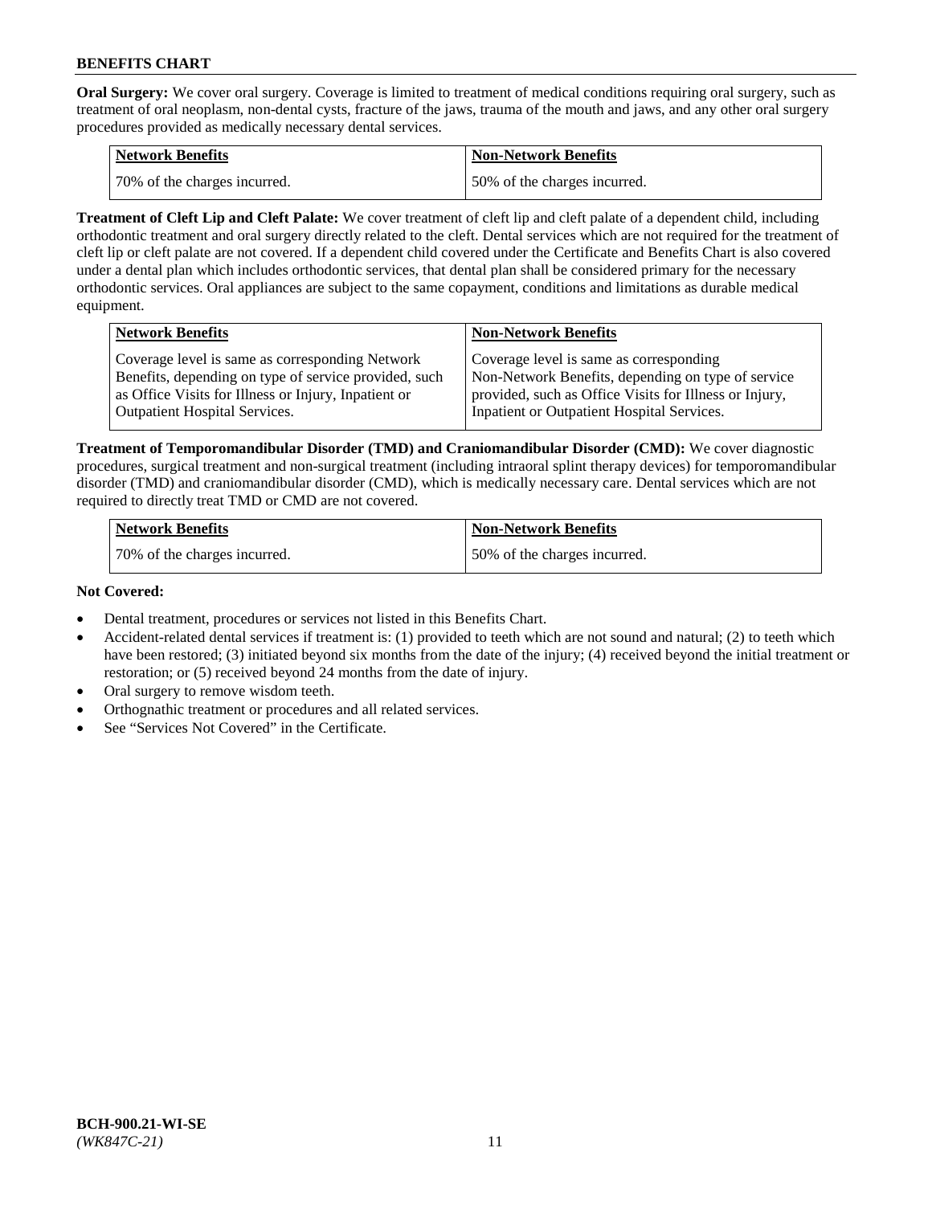**Oral Surgery:** We cover oral surgery. Coverage is limited to treatment of medical conditions requiring oral surgery, such as treatment of oral neoplasm, non-dental cysts, fracture of the jaws, trauma of the mouth and jaws, and any other oral surgery procedures provided as medically necessary dental services.

| Network Benefits | Non-Network Benefits |
|---|---|
| 70% of the charges incurred. | 50% of the charges incurred. |

**Treatment of Cleft Lip and Cleft Palate:** We cover treatment of cleft lip and cleft palate of a dependent child, including orthodontic treatment and oral surgery directly related to the cleft. Dental services which are not required for the treatment of cleft lip or cleft palate are not covered. If a dependent child covered under the Certificate and Benefits Chart is also covered under a dental plan which includes orthodontic services, that dental plan shall be considered primary for the necessary orthodontic services. Oral appliances are subject to the same copayment, conditions and limitations as durable medical equipment.

| Network Benefits | Non-Network Benefits |
|---|---|
| Coverage level is same as corresponding Network Benefits, depending on type of service provided, such as Office Visits for Illness or Injury, Inpatient or Outpatient Hospital Services. | Coverage level is same as corresponding Non-Network Benefits, depending on type of service provided, such as Office Visits for Illness or Injury, Inpatient or Outpatient Hospital Services. |

**Treatment of Temporomandibular Disorder (TMD) and Craniomandibular Disorder (CMD):** We cover diagnostic procedures, surgical treatment and non-surgical treatment (including intraoral splint therapy devices) for temporomandibular disorder (TMD) and craniomandibular disorder (CMD), which is medically necessary care. Dental services which are not required to directly treat TMD or CMD are not covered.

| Network Benefits | Non-Network Benefits |
|---|---|
| 70% of the charges incurred. | 50% of the charges incurred. |

**Not Covered:**

- Dental treatment, procedures or services not listed in this Benefits Chart.
- Accident-related dental services if treatment is: (1) provided to teeth which are not sound and natural; (2) to teeth which have been restored; (3) initiated beyond six months from the date of the injury; (4) received beyond the initial treatment or restoration; or (5) received beyond 24 months from the date of injury.
- Oral surgery to remove wisdom teeth.
- Orthognathic treatment or procedures and all related services.
- See "Services Not Covered" in the Certificate.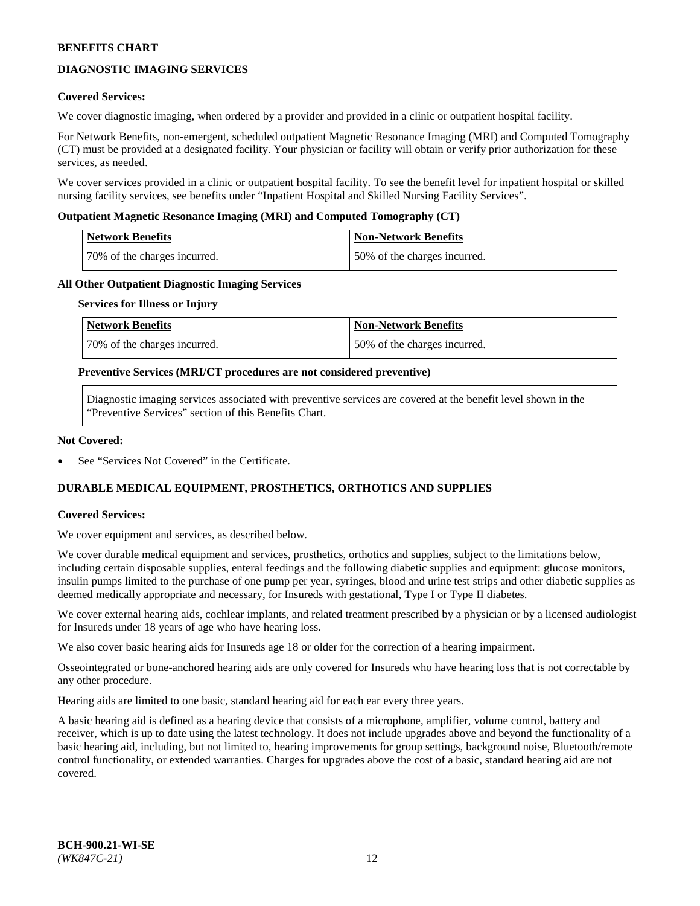## DIAGNOSTIC IMAGING SERVICES

**Covered Services:**

We cover diagnostic imaging, when ordered by a provider and provided in a clinic or outpatient hospital facility.

For Network Benefits, non-emergent, scheduled outpatient Magnetic Resonance Imaging (MRI) and Computed Tomography (CT) must be provided at a designated facility. Your physician or facility will obtain or verify prior authorization for these services, as needed.

We cover services provided in a clinic or outpatient hospital facility. To see the benefit level for inpatient hospital or skilled nursing facility services, see benefits under "Inpatient Hospital and Skilled Nursing Facility Services".

**Outpatient Magnetic Resonance Imaging (MRI) and Computed Tomography (CT)**

| Network Benefits | Non-Network Benefits |
|---|---|
| 70% of the charges incurred. | 50% of the charges incurred. |

**All Other Outpatient Diagnostic Imaging Services**

**Services for Illness or Injury**

| Network Benefits | Non-Network Benefits |
|---|---|
| 70% of the charges incurred. | 50% of the charges incurred. |

**Preventive Services (MRI/CT procedures are not considered preventive)**

Diagnostic imaging services associated with preventive services are covered at the benefit level shown in the "Preventive Services" section of this Benefits Chart.

**Not Covered:**

- See "Services Not Covered" in the Certificate.

## DURABLE MEDICAL EQUIPMENT, PROSTHETICS, ORTHOTICS AND SUPPLIES

**Covered Services:**

We cover equipment and services, as described below.

We cover durable medical equipment and services, prosthetics, orthotics and supplies, subject to the limitations below, including certain disposable supplies, enteral feedings and the following diabetic supplies and equipment: glucose monitors, insulin pumps limited to the purchase of one pump per year, syringes, blood and urine test strips and other diabetic supplies as deemed medically appropriate and necessary, for Insureds with gestational, Type I or Type II diabetes.

We cover external hearing aids, cochlear implants, and related treatment prescribed by a physician or by a licensed audiologist for Insureds under 18 years of age who have hearing loss.

We also cover basic hearing aids for Insureds age 18 or older for the correction of a hearing impairment.

Osseointegrated or bone-anchored hearing aids are only covered for Insureds who have hearing loss that is not correctable by any other procedure.

Hearing aids are limited to one basic, standard hearing aid for each ear every three years.

A basic hearing aid is defined as a hearing device that consists of a microphone, amplifier, volume control, battery and receiver, which is up to date using the latest technology. It does not include upgrades above and beyond the functionality of a basic hearing aid, including, but not limited to, hearing improvements for group settings, background noise, Bluetooth/remote control functionality, or extended warranties. Charges for upgrades above the cost of a basic, standard hearing aid are not covered.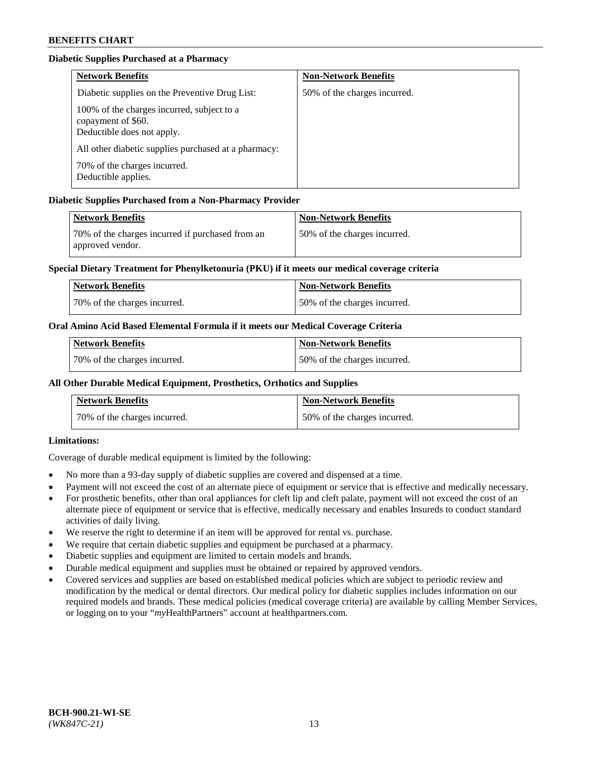**Diabetic Supplies Purchased at a Pharmacy**

| Network Benefits | Non-Network Benefits |
|---|---|
| Diabetic supplies on the Preventive Drug List:<br>100% of the charges incurred, subject to a copayment of $60.<br>Deductible does not apply.<br>All other diabetic supplies purchased at a pharmacy:<br>70% of the charges incurred.<br>Deductible applies. | 50% of the charges incurred. |

**Diabetic Supplies Purchased from a Non-Pharmacy Provider**

| Network Benefits | Non-Network Benefits |
|---|---|
| 70% of the charges incurred if purchased from an approved vendor. | 50% of the charges incurred. |

**Special Dietary Treatment for Phenylketonuria (PKU) if it meets our medical coverage criteria**

| Network Benefits | Non-Network Benefits |
|---|---|
| 70% of the charges incurred. | 50% of the charges incurred. |

**Oral Amino Acid Based Elemental Formula if it meets our Medical Coverage Criteria**

| Network Benefits | Non-Network Benefits |
|---|---|
| 70% of the charges incurred. | 50% of the charges incurred. |

**All Other Durable Medical Equipment, Prosthetics, Orthotics and Supplies**

| Network Benefits | Non-Network Benefits |
|---|---|
| 70% of the charges incurred. | 50% of the charges incurred. |

**Limitations:**

Coverage of durable medical equipment is limited by the following:

- No more than a 93-day supply of diabetic supplies are covered and dispensed at a time.
- Payment will not exceed the cost of an alternate piece of equipment or service that is effective and medically necessary.
- For prosthetic benefits, other than oral appliances for cleft lip and cleft palate, payment will not exceed the cost of an alternate piece of equipment or service that is effective, medically necessary and enables Insureds to conduct standard activities of daily living.
- We reserve the right to determine if an item will be approved for rental vs. purchase.
- We require that certain diabetic supplies and equipment be purchased at a pharmacy.
- Diabetic supplies and equipment are limited to certain models and brands.
- Durable medical equipment and supplies must be obtained or repaired by approved vendors.
- Covered services and supplies are based on established medical policies which are subject to periodic review and modification by the medical or dental directors. Our medical policy for diabetic supplies includes information on our required models and brands. These medical policies (medical coverage criteria) are available by calling Member Services, or logging on to your "*my*HealthPartners" account at healthpartners.com.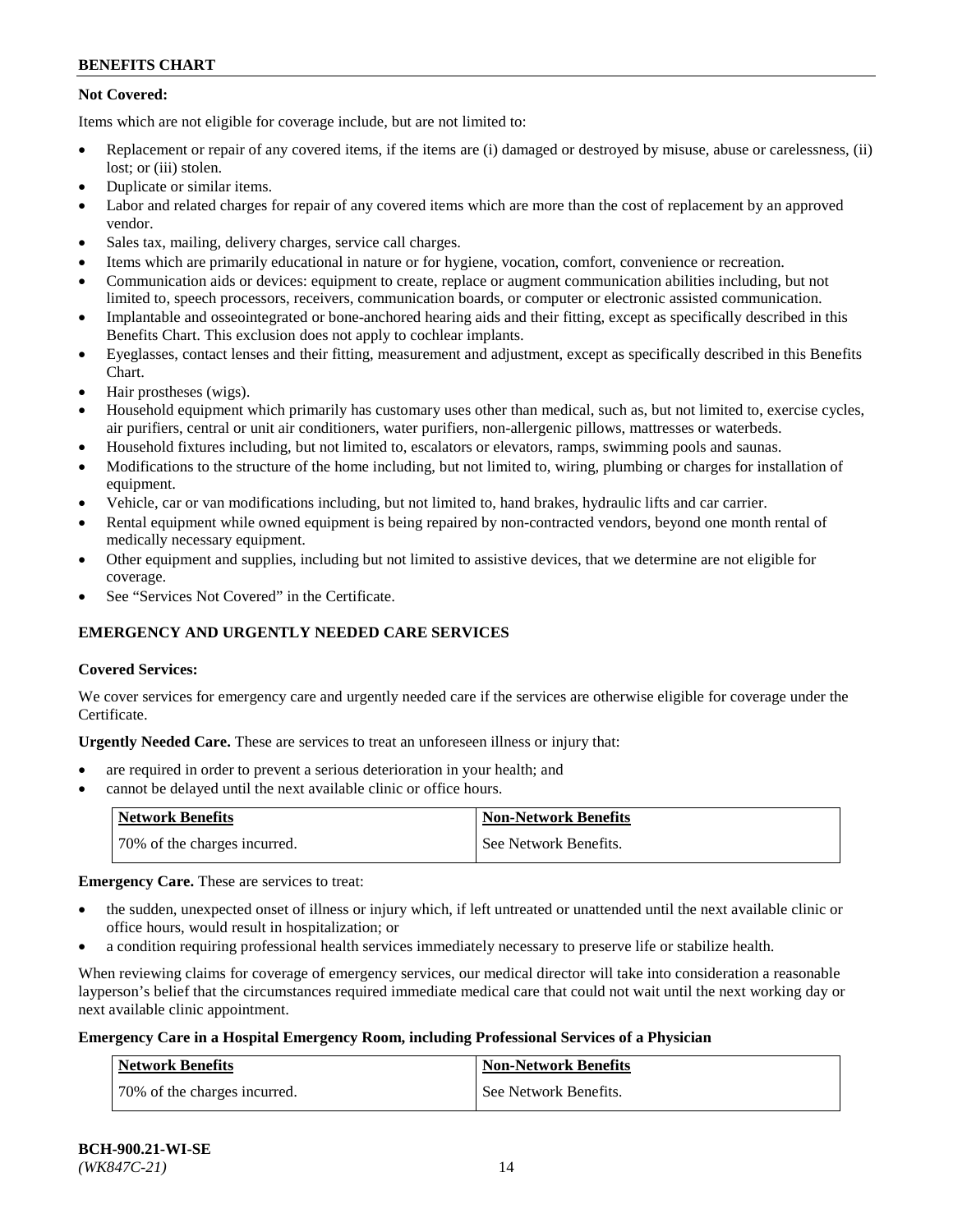**Not Covered:**

Items which are not eligible for coverage include, but are not limited to:

- Replacement or repair of any covered items, if the items are (i) damaged or destroyed by misuse, abuse or carelessness, (ii) lost; or (iii) stolen.
- Duplicate or similar items.
- Labor and related charges for repair of any covered items which are more than the cost of replacement by an approved vendor.
- Sales tax, mailing, delivery charges, service call charges.
- Items which are primarily educational in nature or for hygiene, vocation, comfort, convenience or recreation.
- Communication aids or devices: equipment to create, replace or augment communication abilities including, but not limited to, speech processors, receivers, communication boards, or computer or electronic assisted communication.
- Implantable and osseointegrated or bone-anchored hearing aids and their fitting, except as specifically described in this Benefits Chart. This exclusion does not apply to cochlear implants.
- Eyeglasses, contact lenses and their fitting, measurement and adjustment, except as specifically described in this Benefits Chart.
- Hair prostheses (wigs).
- Household equipment which primarily has customary uses other than medical, such as, but not limited to, exercise cycles, air purifiers, central or unit air conditioners, water purifiers, non-allergenic pillows, mattresses or waterbeds.
- Household fixtures including, but not limited to, escalators or elevators, ramps, swimming pools and saunas.
- Modifications to the structure of the home including, but not limited to, wiring, plumbing or charges for installation of equipment.
- Vehicle, car or van modifications including, but not limited to, hand brakes, hydraulic lifts and car carrier.
- Rental equipment while owned equipment is being repaired by non-contracted vendors, beyond one month rental of medically necessary equipment.
- Other equipment and supplies, including but not limited to assistive devices, that we determine are not eligible for coverage.
- See "Services Not Covered" in the Certificate.

## EMERGENCY AND URGENTLY NEEDED CARE SERVICES

**Covered Services:**

We cover services for emergency care and urgently needed care if the services are otherwise eligible for coverage under the Certificate.

**Urgently Needed Care.** These are services to treat an unforeseen illness or injury that:

- are required in order to prevent a serious deterioration in your health; and
- cannot be delayed until the next available clinic or office hours.

| Network Benefits | Non-Network Benefits |
|---|---|
| 70% of the charges incurred. | See Network Benefits. |

**Emergency Care.** These are services to treat:

- the sudden, unexpected onset of illness or injury which, if left untreated or unattended until the next available clinic or office hours, would result in hospitalization; or
- a condition requiring professional health services immediately necessary to preserve life or stabilize health.

When reviewing claims for coverage of emergency services, our medical director will take into consideration a reasonable layperson's belief that the circumstances required immediate medical care that could not wait until the next working day or next available clinic appointment.

**Emergency Care in a Hospital Emergency Room, including Professional Services of a Physician**

| Network Benefits | Non-Network Benefits |
|---|---|
| 70% of the charges incurred. | See Network Benefits. |

**BCH-900.21-WI-SE**
*(WK847C-21)*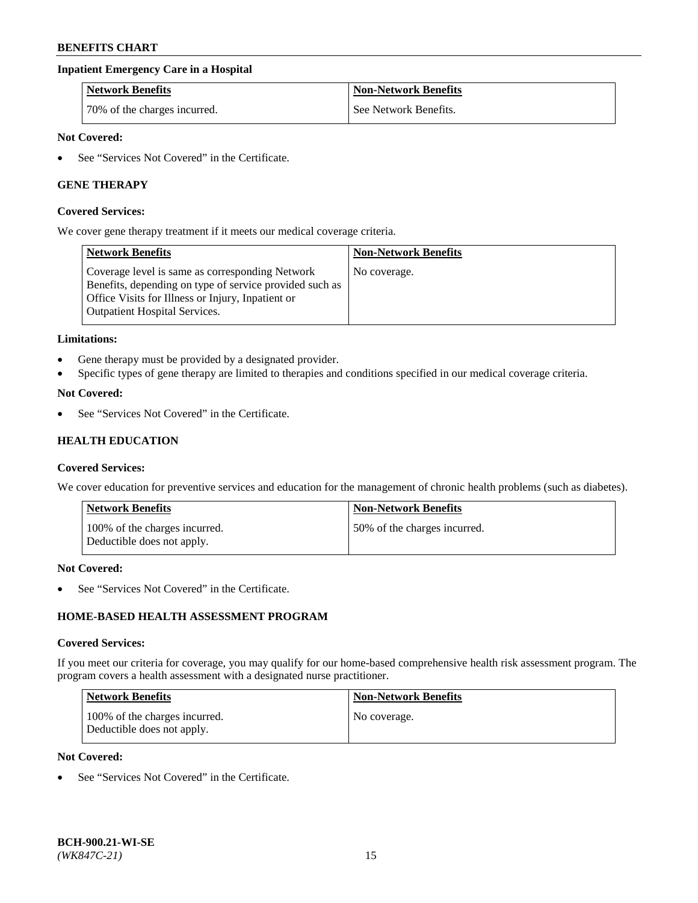### Inpatient Emergency Care in a Hospital

| Network Benefits | Non-Network Benefits |
|---|---|
| 70% of the charges incurred. | See Network Benefits. |

**Not Covered:**

- See "Services Not Covered" in the Certificate.

## GENE THERAPY

**Covered Services:**

We cover gene therapy treatment if it meets our medical coverage criteria.

| Network Benefits | Non-Network Benefits |
|---|---|
| Coverage level is same as corresponding Network Benefits, depending on type of service provided such as Office Visits for Illness or Injury, Inpatient or Outpatient Hospital Services. | No coverage. |

**Limitations:**

- Gene therapy must be provided by a designated provider.
- Specific types of gene therapy are limited to therapies and conditions specified in our medical coverage criteria.

**Not Covered:**

- See "Services Not Covered" in the Certificate.

## HEALTH EDUCATION

**Covered Services:**

We cover education for preventive services and education for the management of chronic health problems (such as diabetes).

| Network Benefits | Non-Network Benefits |
|---|---|
| 100% of the charges incurred. Deductible does not apply. | 50% of the charges incurred. |

**Not Covered:**

- See "Services Not Covered" in the Certificate.

## HOME-BASED HEALTH ASSESSMENT PROGRAM

**Covered Services:**

If you meet our criteria for coverage, you may qualify for our home-based comprehensive health risk assessment program. The program covers a health assessment with a designated nurse practitioner.

| Network Benefits | Non-Network Benefits |
|---|---|
| 100% of the charges incurred. Deductible does not apply. | No coverage. |

**Not Covered:**

- See "Services Not Covered" in the Certificate.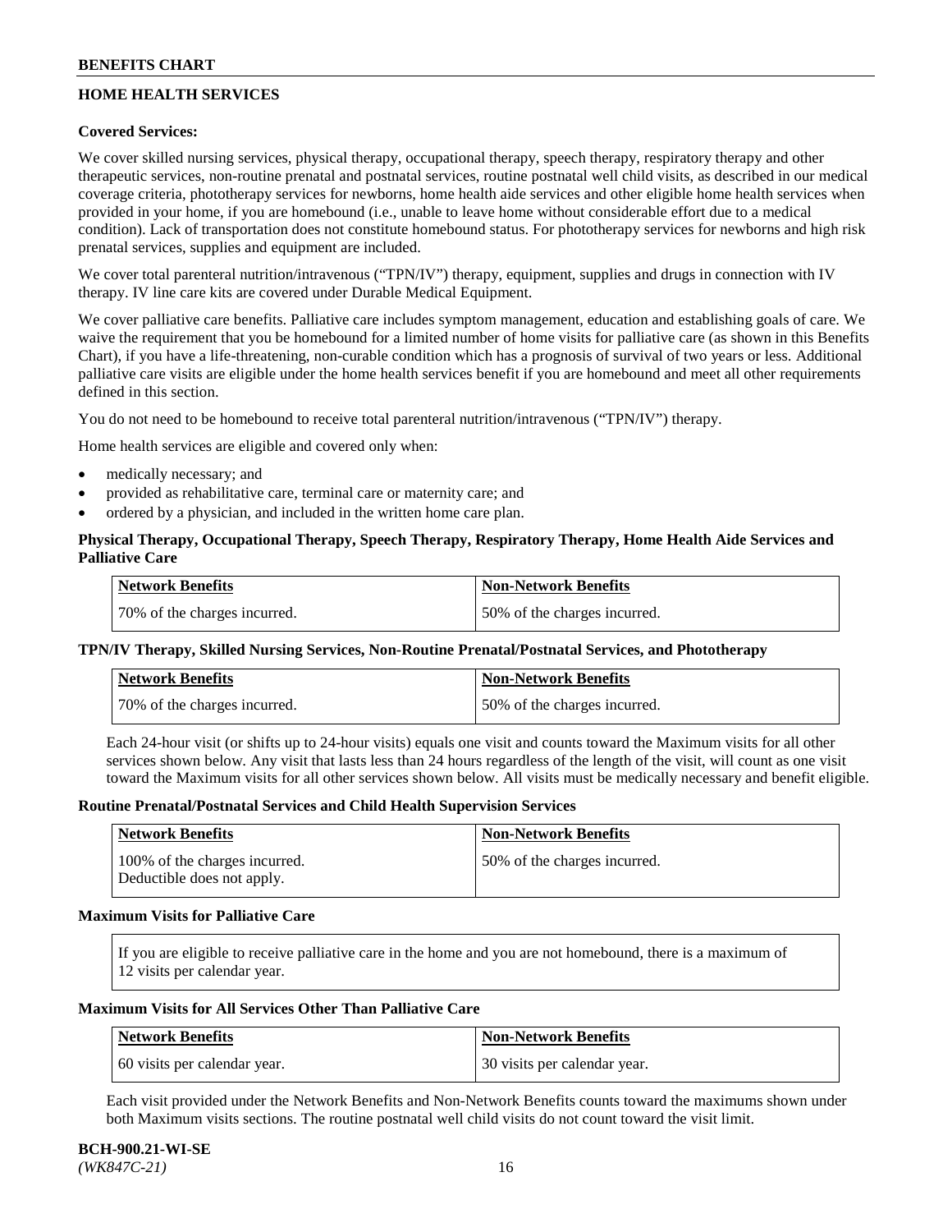## HOME HEALTH SERVICES

**Covered Services:**

We cover skilled nursing services, physical therapy, occupational therapy, speech therapy, respiratory therapy and other therapeutic services, non-routine prenatal and postnatal services, routine postnatal well child visits, as described in our medical coverage criteria, phototherapy services for newborns, home health aide services and other eligible home health services when provided in your home, if you are homebound (i.e., unable to leave home without considerable effort due to a medical condition). Lack of transportation does not constitute homebound status. For phototherapy services for newborns and high risk prenatal services, supplies and equipment are included.

We cover total parenteral nutrition/intravenous ("TPN/IV") therapy, equipment, supplies and drugs in connection with IV therapy. IV line care kits are covered under Durable Medical Equipment.

We cover palliative care benefits. Palliative care includes symptom management, education and establishing goals of care. We waive the requirement that you be homebound for a limited number of home visits for palliative care (as shown in this Benefits Chart), if you have a life-threatening, non-curable condition which has a prognosis of survival of two years or less. Additional palliative care visits are eligible under the home health services benefit if you are homebound and meet all other requirements defined in this section.

You do not need to be homebound to receive total parenteral nutrition/intravenous ("TPN/IV") therapy.

Home health services are eligible and covered only when:

- medically necessary; and
- provided as rehabilitative care, terminal care or maternity care; and
- ordered by a physician, and included in the written home care plan.

**Physical Therapy, Occupational Therapy, Speech Therapy, Respiratory Therapy, Home Health Aide Services and Palliative Care**

| Network Benefits | Non-Network Benefits |
|---|---|
| 70% of the charges incurred. | 50% of the charges incurred. |

**TPN/IV Therapy, Skilled Nursing Services, Non-Routine Prenatal/Postnatal Services, and Phototherapy**

| Network Benefits | Non-Network Benefits |
|---|---|
| 70% of the charges incurred. | 50% of the charges incurred. |

Each 24-hour visit (or shifts up to 24-hour visits) equals one visit and counts toward the Maximum visits for all other services shown below. Any visit that lasts less than 24 hours regardless of the length of the visit, will count as one visit toward the Maximum visits for all other services shown below. All visits must be medically necessary and benefit eligible.

**Routine Prenatal/Postnatal Services and Child Health Supervision Services**

| Network Benefits | Non-Network Benefits |
|---|---|
| 100% of the charges incurred. Deductible does not apply. | 50% of the charges incurred. |

**Maximum Visits for Palliative Care**

If you are eligible to receive palliative care in the home and you are not homebound, there is a maximum of 12 visits per calendar year.

**Maximum Visits for All Services Other Than Palliative Care**

| Network Benefits | Non-Network Benefits |
|---|---|
| 60 visits per calendar year. | 30 visits per calendar year. |

Each visit provided under the Network Benefits and Non-Network Benefits counts toward the maximums shown under both Maximum visits sections. The routine postnatal well child visits do not count toward the visit limit.

**BCH-900.21-WI-SE**
*(WK847C-21)*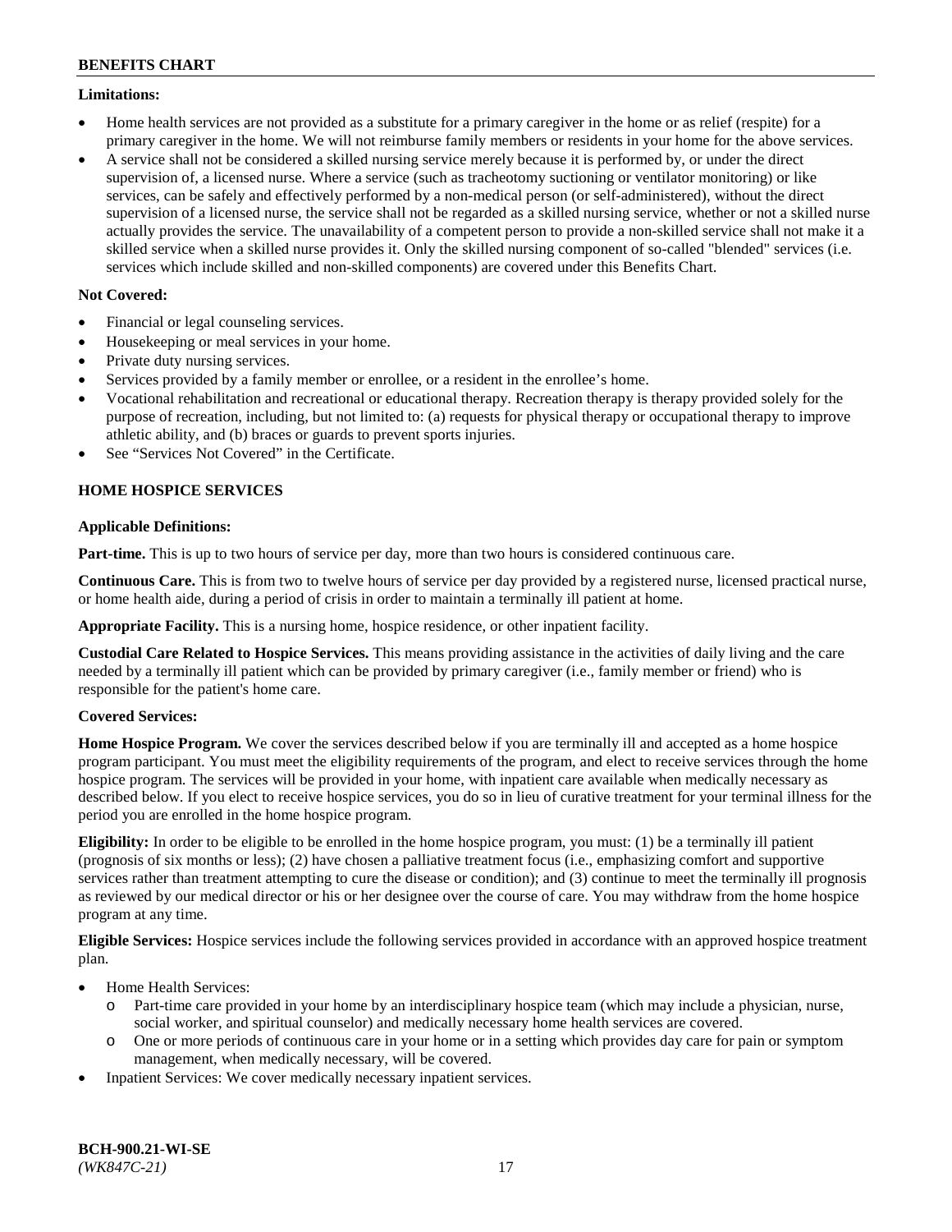**Limitations:**

- Home health services are not provided as a substitute for a primary caregiver in the home or as relief (respite) for a primary caregiver in the home. We will not reimburse family members or residents in your home for the above services.
- A service shall not be considered a skilled nursing service merely because it is performed by, or under the direct supervision of, a licensed nurse. Where a service (such as tracheotomy suctioning or ventilator monitoring) or like services, can be safely and effectively performed by a non-medical person (or self-administered), without the direct supervision of a licensed nurse, the service shall not be regarded as a skilled nursing service, whether or not a skilled nurse actually provides the service. The unavailability of a competent person to provide a non-skilled service shall not make it a skilled service when a skilled nurse provides it. Only the skilled nursing component of so-called "blended" services (i.e. services which include skilled and non-skilled components) are covered under this Benefits Chart.

**Not Covered:**

- Financial or legal counseling services.
- Housekeeping or meal services in your home.
- Private duty nursing services.
- Services provided by a family member or enrollee, or a resident in the enrollee's home.
- Vocational rehabilitation and recreational or educational therapy. Recreation therapy is therapy provided solely for the purpose of recreation, including, but not limited to: (a) requests for physical therapy or occupational therapy to improve athletic ability, and (b) braces or guards to prevent sports injuries.
- See "Services Not Covered" in the Certificate.

## HOME HOSPICE SERVICES

**Applicable Definitions:**

**Part-time.** This is up to two hours of service per day, more than two hours is considered continuous care.

**Continuous Care.** This is from two to twelve hours of service per day provided by a registered nurse, licensed practical nurse, or home health aide, during a period of crisis in order to maintain a terminally ill patient at home.

**Appropriate Facility.** This is a nursing home, hospice residence, or other inpatient facility.

**Custodial Care Related to Hospice Services.** This means providing assistance in the activities of daily living and the care needed by a terminally ill patient which can be provided by primary caregiver (i.e., family member or friend) who is responsible for the patient's home care.

**Covered Services:**

**Home Hospice Program.** We cover the services described below if you are terminally ill and accepted as a home hospice program participant. You must meet the eligibility requirements of the program, and elect to receive services through the home hospice program. The services will be provided in your home, with inpatient care available when medically necessary as described below. If you elect to receive hospice services, you do so in lieu of curative treatment for your terminal illness for the period you are enrolled in the home hospice program.

**Eligibility:** In order to be eligible to be enrolled in the home hospice program, you must: (1) be a terminally ill patient (prognosis of six months or less); (2) have chosen a palliative treatment focus (i.e., emphasizing comfort and supportive services rather than treatment attempting to cure the disease or condition); and (3) continue to meet the terminally ill prognosis as reviewed by our medical director or his or her designee over the course of care. You may withdraw from the home hospice program at any time.

**Eligible Services:** Hospice services include the following services provided in accordance with an approved hospice treatment plan.

- Home Health Services:
  - Part-time care provided in your home by an interdisciplinary hospice team (which may include a physician, nurse, social worker, and spiritual counselor) and medically necessary home health services are covered.
  - One or more periods of continuous care in your home or in a setting which provides day care for pain or symptom management, when medically necessary, will be covered.
- Inpatient Services: We cover medically necessary inpatient services.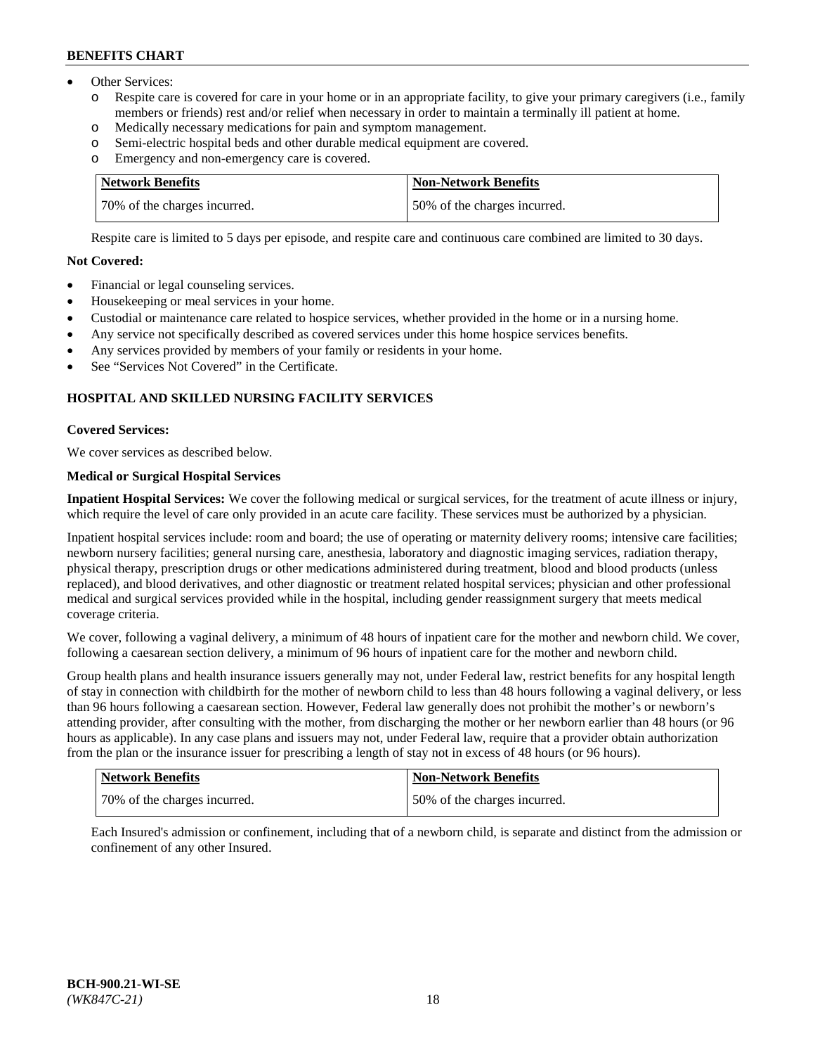- Other Services:
  - o Respite care is covered for care in your home or in an appropriate facility, to give your primary caregivers (i.e., family members or friends) rest and/or relief when necessary in order to maintain a terminally ill patient at home.
  - o Medically necessary medications for pain and symptom management.
  - o Semi-electric hospital beds and other durable medical equipment are covered.
  - o Emergency and non-emergency care is covered.

| Network Benefits | Non-Network Benefits |
|---|---|
| 70% of the charges incurred. | 50% of the charges incurred. |

Respite care is limited to 5 days per episode, and respite care and continuous care combined are limited to 30 days.

**Not Covered:**

- Financial or legal counseling services.
- Housekeeping or meal services in your home.
- Custodial or maintenance care related to hospice services, whether provided in the home or in a nursing home.
- Any service not specifically described as covered services under this home hospice services benefits.
- Any services provided by members of your family or residents in your home.
- See "Services Not Covered" in the Certificate.

## HOSPITAL AND SKILLED NURSING FACILITY SERVICES

**Covered Services:**

We cover services as described below.

**Medical or Surgical Hospital Services**

**Inpatient Hospital Services:** We cover the following medical or surgical services, for the treatment of acute illness or injury, which require the level of care only provided in an acute care facility. These services must be authorized by a physician.

Inpatient hospital services include: room and board; the use of operating or maternity delivery rooms; intensive care facilities; newborn nursery facilities; general nursing care, anesthesia, laboratory and diagnostic imaging services, radiation therapy, physical therapy, prescription drugs or other medications administered during treatment, blood and blood products (unless replaced), and blood derivatives, and other diagnostic or treatment related hospital services; physician and other professional medical and surgical services provided while in the hospital, including gender reassignment surgery that meets medical coverage criteria.

We cover, following a vaginal delivery, a minimum of 48 hours of inpatient care for the mother and newborn child. We cover, following a caesarean section delivery, a minimum of 96 hours of inpatient care for the mother and newborn child.

Group health plans and health insurance issuers generally may not, under Federal law, restrict benefits for any hospital length of stay in connection with childbirth for the mother of newborn child to less than 48 hours following a vaginal delivery, or less than 96 hours following a caesarean section. However, Federal law generally does not prohibit the mother's or newborn's attending provider, after consulting with the mother, from discharging the mother or her newborn earlier than 48 hours (or 96 hours as applicable). In any case plans and issuers may not, under Federal law, require that a provider obtain authorization from the plan or the insurance issuer for prescribing a length of stay not in excess of 48 hours (or 96 hours).

| Network Benefits | Non-Network Benefits |
|---|---|
| 70% of the charges incurred. | 50% of the charges incurred. |

Each Insured's admission or confinement, including that of a newborn child, is separate and distinct from the admission or confinement of any other Insured.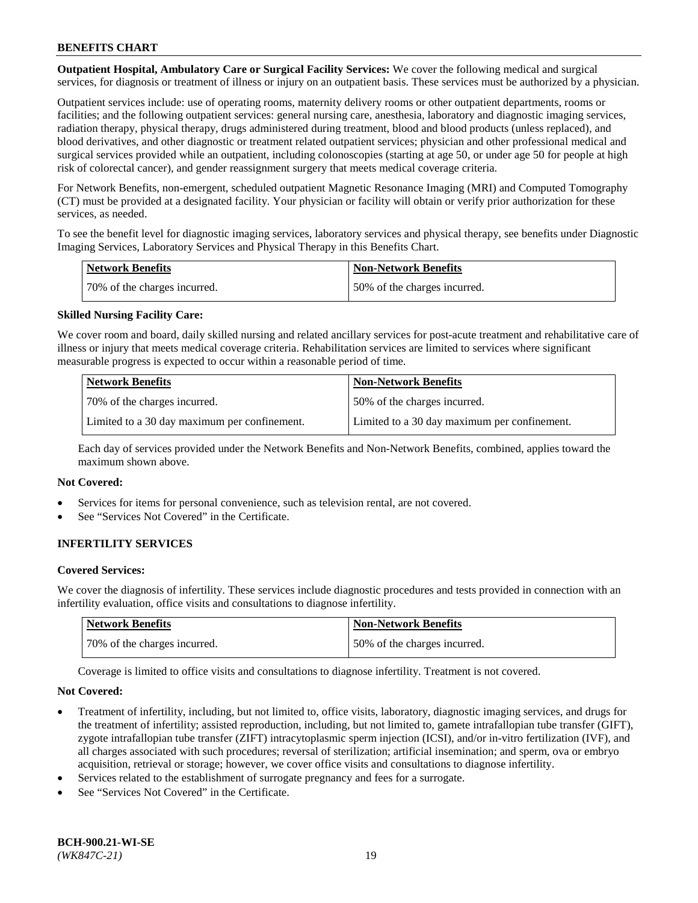**Outpatient Hospital, Ambulatory Care or Surgical Facility Services:** We cover the following medical and surgical services, for diagnosis or treatment of illness or injury on an outpatient basis. These services must be authorized by a physician.

Outpatient services include: use of operating rooms, maternity delivery rooms or other outpatient departments, rooms or facilities; and the following outpatient services: general nursing care, anesthesia, laboratory and diagnostic imaging services, radiation therapy, physical therapy, drugs administered during treatment, blood and blood products (unless replaced), and blood derivatives, and other diagnostic or treatment related outpatient services; physician and other professional medical and surgical services provided while an outpatient, including colonoscopies (starting at age 50, or under age 50 for people at high risk of colorectal cancer), and gender reassignment surgery that meets medical coverage criteria.

For Network Benefits, non-emergent, scheduled outpatient Magnetic Resonance Imaging (MRI) and Computed Tomography (CT) must be provided at a designated facility. Your physician or facility will obtain or verify prior authorization for these services, as needed.

To see the benefit level for diagnostic imaging services, laboratory services and physical therapy, see benefits under Diagnostic Imaging Services, Laboratory Services and Physical Therapy in this Benefits Chart.

| Network Benefits | Non-Network Benefits |
|---|---|
| 70% of the charges incurred. | 50% of the charges incurred. |

**Skilled Nursing Facility Care:**

We cover room and board, daily skilled nursing and related ancillary services for post-acute treatment and rehabilitative care of illness or injury that meets medical coverage criteria. Rehabilitation services are limited to services where significant measurable progress is expected to occur within a reasonable period of time.

| Network Benefits | Non-Network Benefits |
|---|---|
| 70% of the charges incurred. | 50% of the charges incurred. |
| Limited to a 30 day maximum per confinement. | Limited to a 30 day maximum per confinement. |

Each day of services provided under the Network Benefits and Non-Network Benefits, combined, applies toward the maximum shown above.

**Not Covered:**

- Services for items for personal convenience, such as television rental, are not covered.
- See "Services Not Covered" in the Certificate.

## INFERTILITY SERVICES

**Covered Services:**

We cover the diagnosis of infertility. These services include diagnostic procedures and tests provided in connection with an infertility evaluation, office visits and consultations to diagnose infertility.

| Network Benefits | Non-Network Benefits |
|---|---|
| 70% of the charges incurred. | 50% of the charges incurred. |

Coverage is limited to office visits and consultations to diagnose infertility. Treatment is not covered.

**Not Covered:**

- Treatment of infertility, including, but not limited to, office visits, laboratory, diagnostic imaging services, and drugs for the treatment of infertility; assisted reproduction, including, but not limited to, gamete intrafallopian tube transfer (GIFT), zygote intrafallopian tube transfer (ZIFT) intracytoplasmic sperm injection (ICSI), and/or in-vitro fertilization (IVF), and all charges associated with such procedures; reversal of sterilization; artificial insemination; and sperm, ova or embryo acquisition, retrieval or storage; however, we cover office visits and consultations to diagnose infertility.
- Services related to the establishment of surrogate pregnancy and fees for a surrogate.
- See "Services Not Covered" in the Certificate.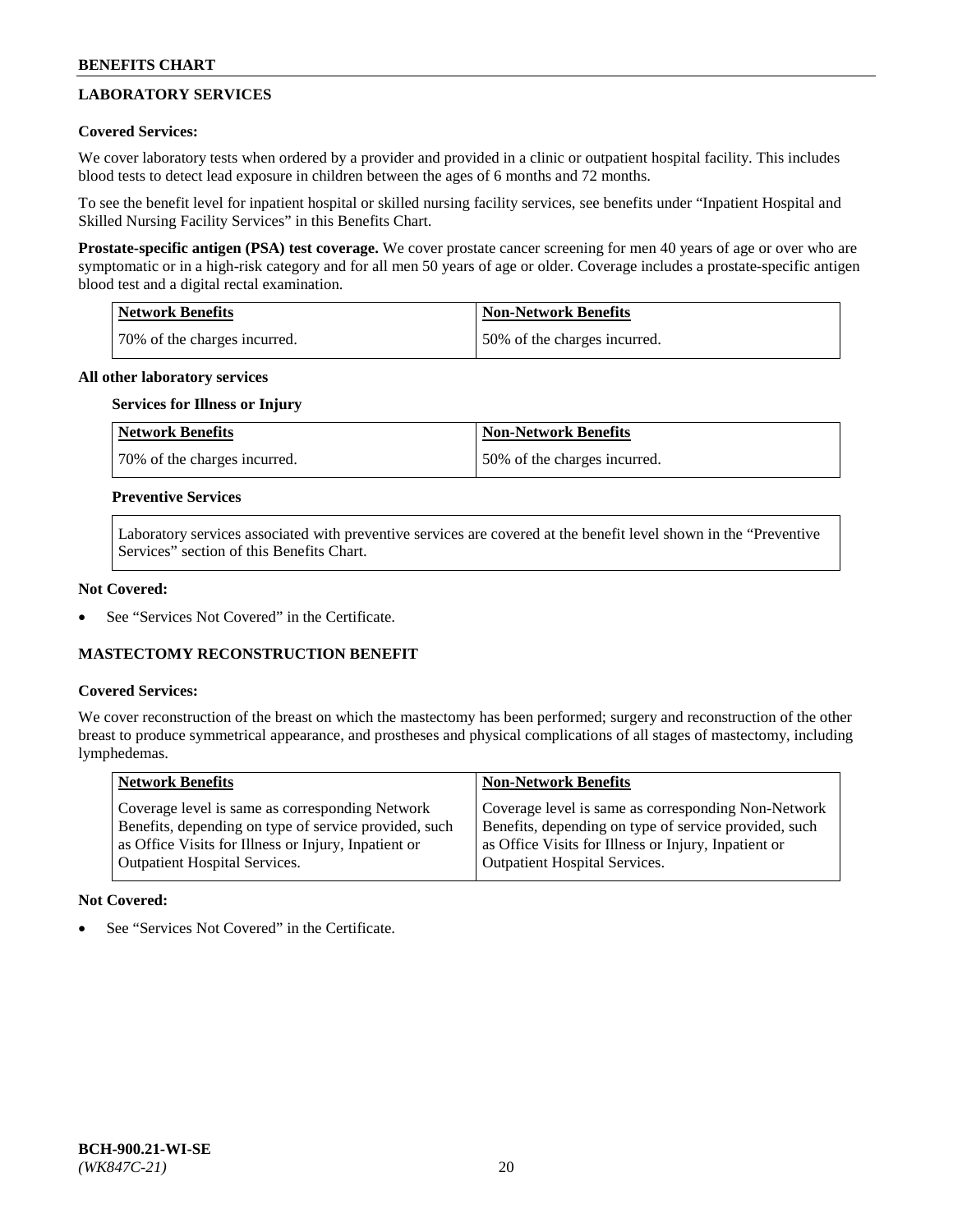## LABORATORY SERVICES

**Covered Services:**

We cover laboratory tests when ordered by a provider and provided in a clinic or outpatient hospital facility. This includes blood tests to detect lead exposure in children between the ages of 6 months and 72 months.

To see the benefit level for inpatient hospital or skilled nursing facility services, see benefits under "Inpatient Hospital and Skilled Nursing Facility Services" in this Benefits Chart.

**Prostate-specific antigen (PSA) test coverage.** We cover prostate cancer screening for men 40 years of age or over who are symptomatic or in a high-risk category and for all men 50 years of age or older. Coverage includes a prostate-specific antigen blood test and a digital rectal examination.

| Network Benefits | Non-Network Benefits |
|---|---|
| 70% of the charges incurred. | 50% of the charges incurred. |

**All other laboratory services**

**Services for Illness or Injury**

| Network Benefits | Non-Network Benefits |
|---|---|
| 70% of the charges incurred. | 50% of the charges incurred. |

**Preventive Services**

Laboratory services associated with preventive services are covered at the benefit level shown in the "Preventive Services" section of this Benefits Chart.

**Not Covered:**

- See "Services Not Covered" in the Certificate.

## MASTECTOMY RECONSTRUCTION BENEFIT

**Covered Services:**

We cover reconstruction of the breast on which the mastectomy has been performed; surgery and reconstruction of the other breast to produce symmetrical appearance, and prostheses and physical complications of all stages of mastectomy, including lymphedemas.

| Network Benefits | Non-Network Benefits |
|---|---|
| Coverage level is same as corresponding Network Benefits, depending on type of service provided, such as Office Visits for Illness or Injury, Inpatient or Outpatient Hospital Services. | Coverage level is same as corresponding Non-Network Benefits, depending on type of service provided, such as Office Visits for Illness or Injury, Inpatient or Outpatient Hospital Services. |

**Not Covered:**

- See "Services Not Covered" in the Certificate.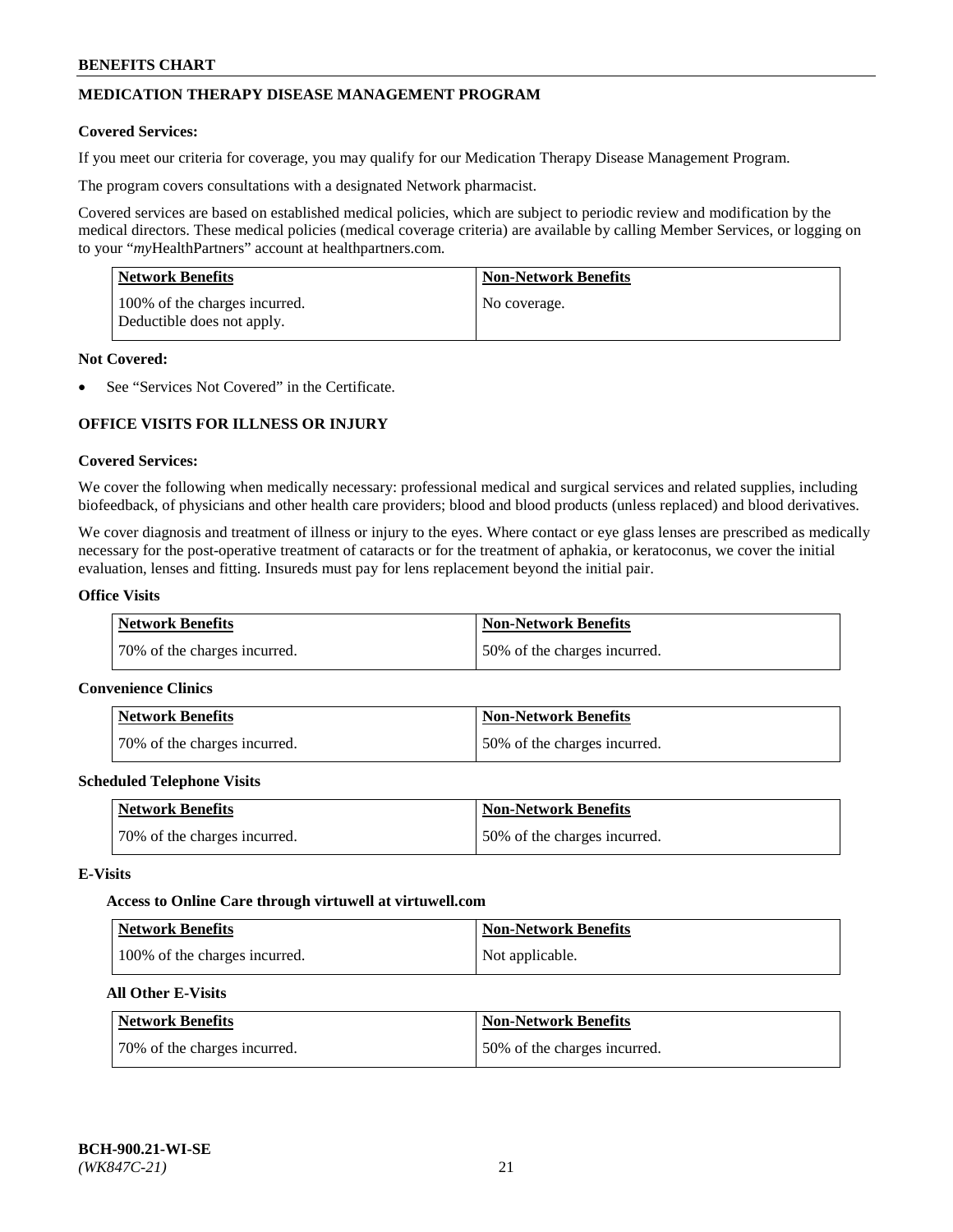## MEDICATION THERAPY DISEASE MANAGEMENT PROGRAM

**Covered Services:**

If you meet our criteria for coverage, you may qualify for our Medication Therapy Disease Management Program.

The program covers consultations with a designated Network pharmacist.

Covered services are based on established medical policies, which are subject to periodic review and modification by the medical directors. These medical policies (medical coverage criteria) are available by calling Member Services, or logging on to your "*my*HealthPartners" account at healthpartners.com.

| Network Benefits | Non-Network Benefits |
|---|---|
| 100% of the charges incurred. Deductible does not apply. | No coverage. |

**Not Covered:**

- See "Services Not Covered" in the Certificate.

## OFFICE VISITS FOR ILLNESS OR INJURY

**Covered Services:**

We cover the following when medically necessary: professional medical and surgical services and related supplies, including biofeedback, of physicians and other health care providers; blood and blood products (unless replaced) and blood derivatives.

We cover diagnosis and treatment of illness or injury to the eyes. Where contact or eye glass lenses are prescribed as medically necessary for the post-operative treatment of cataracts or for the treatment of aphakia, or keratoconus, we cover the initial evaluation, lenses and fitting. Insureds must pay for lens replacement beyond the initial pair.

**Office Visits**

| Network Benefits | Non-Network Benefits |
|---|---|
| 70% of the charges incurred. | 50% of the charges incurred. |

**Convenience Clinics**

| Network Benefits | Non-Network Benefits |
|---|---|
| 70% of the charges incurred. | 50% of the charges incurred. |

**Scheduled Telephone Visits**

| Network Benefits | Non-Network Benefits |
|---|---|
| 70% of the charges incurred. | 50% of the charges incurred. |

**E-Visits**

**Access to Online Care through virtuwell at virtuwell.com**

| Network Benefits | Non-Network Benefits |
|---|---|
| 100% of the charges incurred. | Not applicable. |

**All Other E-Visits**

| Network Benefits | Non-Network Benefits |
|---|---|
| 70% of the charges incurred. | 50% of the charges incurred. |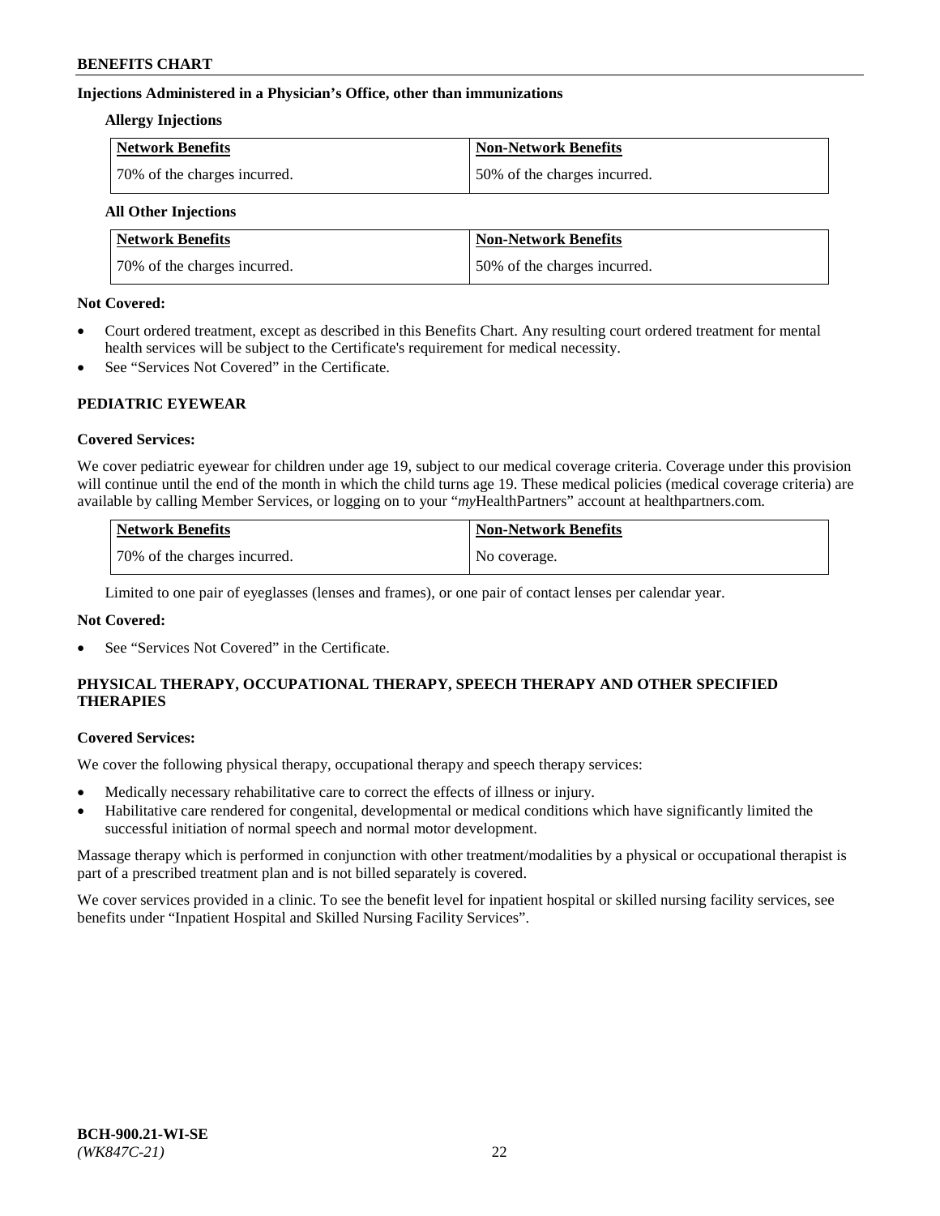### Injections Administered in a Physician's Office, other than immunizations

**Allergy Injections**

| Network Benefits | Non-Network Benefits |
|---|---|
| 70% of the charges incurred. | 50% of the charges incurred. |

**All Other Injections**

| Network Benefits | Non-Network Benefits |
|---|---|
| 70% of the charges incurred. | 50% of the charges incurred. |

**Not Covered:**

- Court ordered treatment, except as described in this Benefits Chart. Any resulting court ordered treatment for mental health services will be subject to the Certificate's requirement for medical necessity.
- See "Services Not Covered" in the Certificate.

## PEDIATRIC EYEWEAR

**Covered Services:**

We cover pediatric eyewear for children under age 19, subject to our medical coverage criteria. Coverage under this provision will continue until the end of the month in which the child turns age 19. These medical policies (medical coverage criteria) are available by calling Member Services, or logging on to your "*my*HealthPartners" account at healthpartners.com.

| Network Benefits | Non-Network Benefits |
|---|---|
| 70% of the charges incurred. | No coverage. |

Limited to one pair of eyeglasses (lenses and frames), or one pair of contact lenses per calendar year.

**Not Covered:**

- See "Services Not Covered" in the Certificate.

## PHYSICAL THERAPY, OCCUPATIONAL THERAPY, SPEECH THERAPY AND OTHER SPECIFIED THERAPIES

**Covered Services:**

We cover the following physical therapy, occupational therapy and speech therapy services:

- Medically necessary rehabilitative care to correct the effects of illness or injury.
- Habilitative care rendered for congenital, developmental or medical conditions which have significantly limited the successful initiation of normal speech and normal motor development.

Massage therapy which is performed in conjunction with other treatment/modalities by a physical or occupational therapist is part of a prescribed treatment plan and is not billed separately is covered.

We cover services provided in a clinic. To see the benefit level for inpatient hospital or skilled nursing facility services, see benefits under "Inpatient Hospital and Skilled Nursing Facility Services".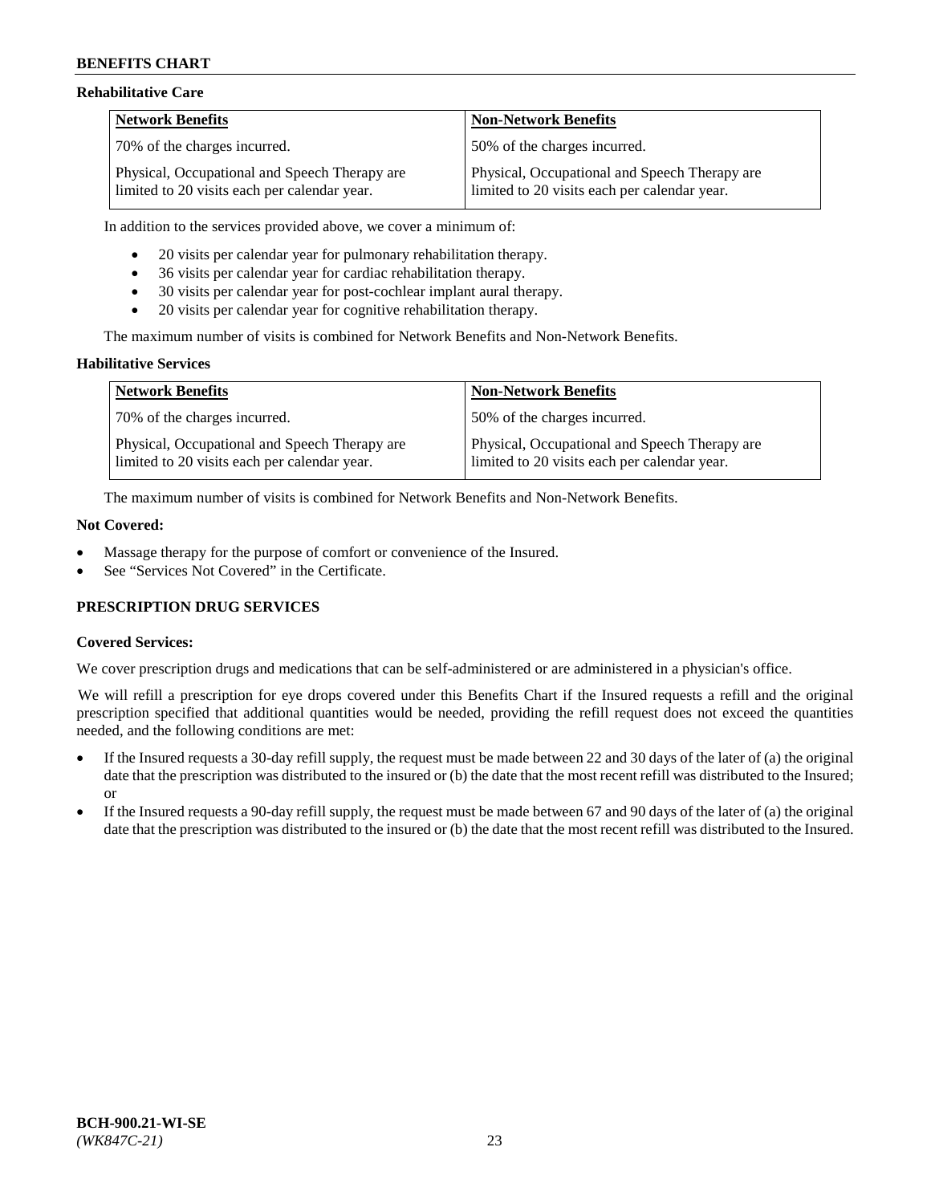### Rehabilitative Care

| Network Benefits | Non-Network Benefits |
|---|---|
| 70% of the charges incurred. | 50% of the charges incurred. |
| Physical, Occupational and Speech Therapy are limited to 20 visits each per calendar year. | Physical, Occupational and Speech Therapy are limited to 20 visits each per calendar year. |

In addition to the services provided above, we cover a minimum of:

- 20 visits per calendar year for pulmonary rehabilitation therapy.
- 36 visits per calendar year for cardiac rehabilitation therapy.
- 30 visits per calendar year for post-cochlear implant aural therapy.
- 20 visits per calendar year for cognitive rehabilitation therapy.

The maximum number of visits is combined for Network Benefits and Non-Network Benefits.

### Habilitative Services

| Network Benefits | Non-Network Benefits |
|---|---|
| 70% of the charges incurred. | 50% of the charges incurred. |
| Physical, Occupational and Speech Therapy are limited to 20 visits each per calendar year. | Physical, Occupational and Speech Therapy are limited to 20 visits each per calendar year. |

The maximum number of visits is combined for Network Benefits and Non-Network Benefits.

### Not Covered:

- Massage therapy for the purpose of comfort or convenience of the Insured.
- See "Services Not Covered" in the Certificate.

## PRESCRIPTION DRUG SERVICES

### Covered Services:

We cover prescription drugs and medications that can be self-administered or are administered in a physician's office.

We will refill a prescription for eye drops covered under this Benefits Chart if the Insured requests a refill and the original prescription specified that additional quantities would be needed, providing the refill request does not exceed the quantities needed, and the following conditions are met:

- If the Insured requests a 30-day refill supply, the request must be made between 22 and 30 days of the later of (a) the original date that the prescription was distributed to the insured or (b) the date that the most recent refill was distributed to the Insured; or
- If the Insured requests a 90-day refill supply, the request must be made between 67 and 90 days of the later of (a) the original date that the prescription was distributed to the insured or (b) the date that the most recent refill was distributed to the Insured.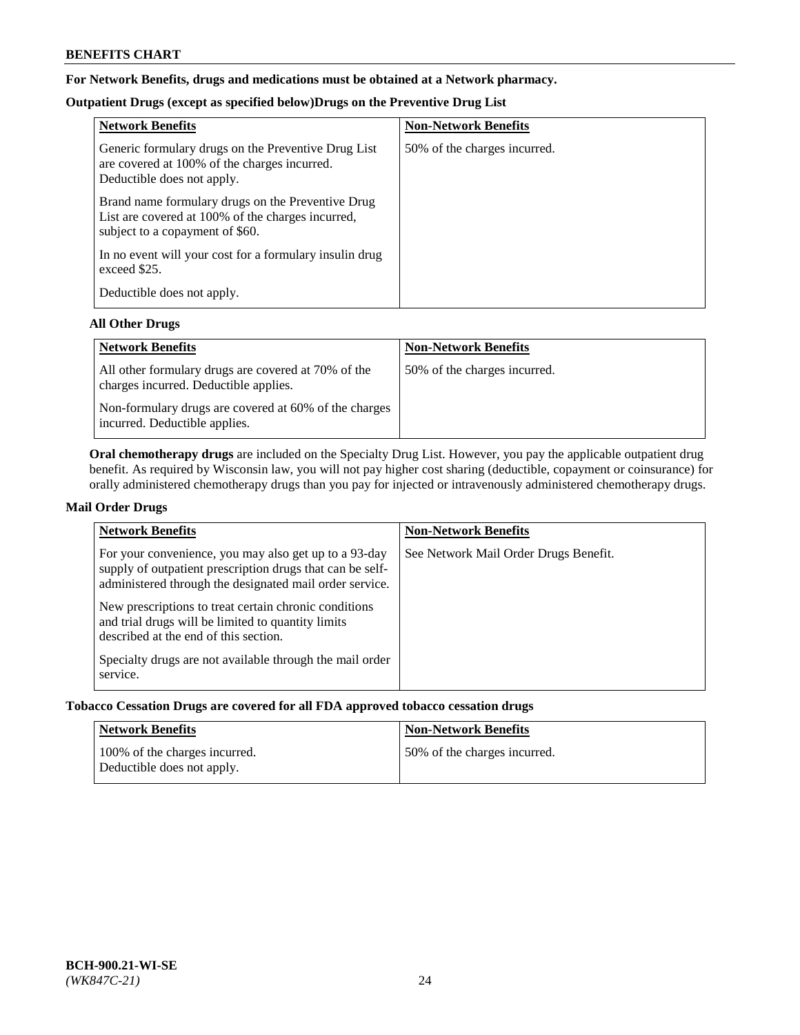**For Network Benefits, drugs and medications must be obtained at a Network pharmacy.**

**Outpatient Drugs (except as specified below)Drugs on the Preventive Drug List**

| Network Benefits | Non-Network Benefits |
|---|---|
| Generic formulary drugs on the Preventive Drug List are covered at 100% of the charges incurred. Deductible does not apply.<br><br>Brand name formulary drugs on the Preventive Drug List are covered at 100% of the charges incurred, subject to a copayment of $60.<br><br>In no event will your cost for a formulary insulin drug exceed $25.<br><br>Deductible does not apply. | 50% of the charges incurred. |

**All Other Drugs**

| Network Benefits | Non-Network Benefits |
|---|---|
| All other formulary drugs are covered at 70% of the charges incurred. Deductible applies.<br><br>Non-formulary drugs are covered at 60% of the charges incurred. Deductible applies. | 50% of the charges incurred. |

**Oral chemotherapy drugs** are included on the Specialty Drug List. However, you pay the applicable outpatient drug benefit. As required by Wisconsin law, you will not pay higher cost sharing (deductible, copayment or coinsurance) for orally administered chemotherapy drugs than you pay for injected or intravenously administered chemotherapy drugs.

**Mail Order Drugs**

| Network Benefits | Non-Network Benefits |
|---|---|
| For your convenience, you may also get up to a 93-day supply of outpatient prescription drugs that can be self-administered through the designated mail order service.<br><br>New prescriptions to treat certain chronic conditions and trial drugs will be limited to quantity limits described at the end of this section.<br><br>Specialty drugs are not available through the mail order service. | See Network Mail Order Drugs Benefit. |

**Tobacco Cessation Drugs are covered for all FDA approved tobacco cessation drugs**

| Network Benefits | Non-Network Benefits |
|---|---|
| 100% of the charges incurred. Deductible does not apply. | 50% of the charges incurred. |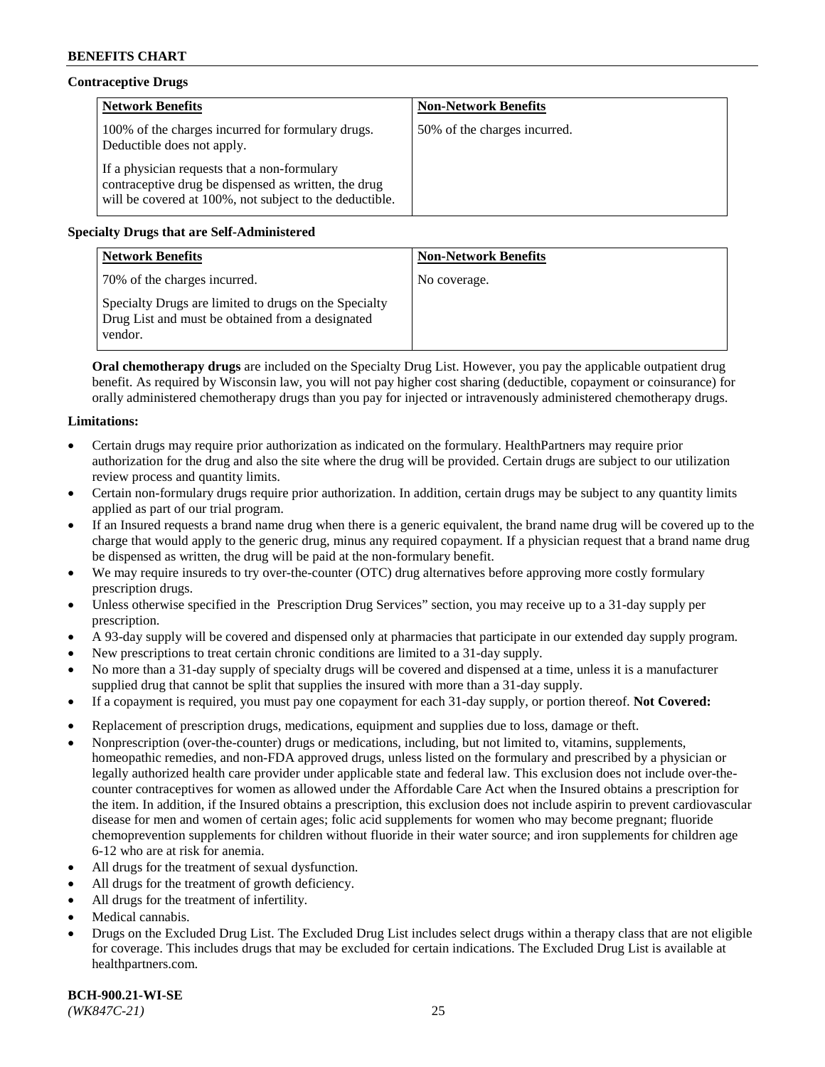**Contraceptive Drugs**

| Network Benefits | Non-Network Benefits |
|---|---|
| 100% of the charges incurred for formulary drugs. Deductible does not apply.<br><br>If a physician requests that a non-formulary contraceptive drug be dispensed as written, the drug will be covered at 100%, not subject to the deductible. | 50% of the charges incurred. |

**Specialty Drugs that are Self-Administered**

| Network Benefits | Non-Network Benefits |
|---|---|
| 70% of the charges incurred.<br><br>Specialty Drugs are limited to drugs on the Specialty Drug List and must be obtained from a designated vendor. | No coverage. |

**Oral chemotherapy drugs** are included on the Specialty Drug List. However, you pay the applicable outpatient drug benefit. As required by Wisconsin law, you will not pay higher cost sharing (deductible, copayment or coinsurance) for orally administered chemotherapy drugs than you pay for injected or intravenously administered chemotherapy drugs.

**Limitations:**

- Certain drugs may require prior authorization as indicated on the formulary. HealthPartners may require prior authorization for the drug and also the site where the drug will be provided. Certain drugs are subject to our utilization review process and quantity limits.
- Certain non-formulary drugs require prior authorization. In addition, certain drugs may be subject to any quantity limits applied as part of our trial program.
- If an Insured requests a brand name drug when there is a generic equivalent, the brand name drug will be covered up to the charge that would apply to the generic drug, minus any required copayment. If a physician request that a brand name drug be dispensed as written, the drug will be paid at the non-formulary benefit.
- We may require insureds to try over-the-counter (OTC) drug alternatives before approving more costly formulary prescription drugs.
- Unless otherwise specified in the Prescription Drug Services" section, you may receive up to a 31-day supply per prescription.
- A 93-day supply will be covered and dispensed only at pharmacies that participate in our extended day supply program.
- New prescriptions to treat certain chronic conditions are limited to a 31-day supply.
- No more than a 31-day supply of specialty drugs will be covered and dispensed at a time, unless it is a manufacturer supplied drug that cannot be split that supplies the insured with more than a 31-day supply.
- If a copayment is required, you must pay one copayment for each 31-day supply, or portion thereof. **Not Covered:**
- Replacement of prescription drugs, medications, equipment and supplies due to loss, damage or theft.
- Nonprescription (over-the-counter) drugs or medications, including, but not limited to, vitamins, supplements, homeopathic remedies, and non-FDA approved drugs, unless listed on the formulary and prescribed by a physician or legally authorized health care provider under applicable state and federal law. This exclusion does not include over-the-counter contraceptives for women as allowed under the Affordable Care Act when the Insured obtains a prescription for the item. In addition, if the Insured obtains a prescription, this exclusion does not include aspirin to prevent cardiovascular disease for men and women of certain ages; folic acid supplements for women who may become pregnant; fluoride chemoprevention supplements for children without fluoride in their water source; and iron supplements for children age 6-12 who are at risk for anemia.
- All drugs for the treatment of sexual dysfunction.
- All drugs for the treatment of growth deficiency.
- All drugs for the treatment of infertility.
- Medical cannabis.
- Drugs on the Excluded Drug List. The Excluded Drug List includes select drugs within a therapy class that are not eligible for coverage. This includes drugs that may be excluded for certain indications. The Excluded Drug List is available at healthpartners.com.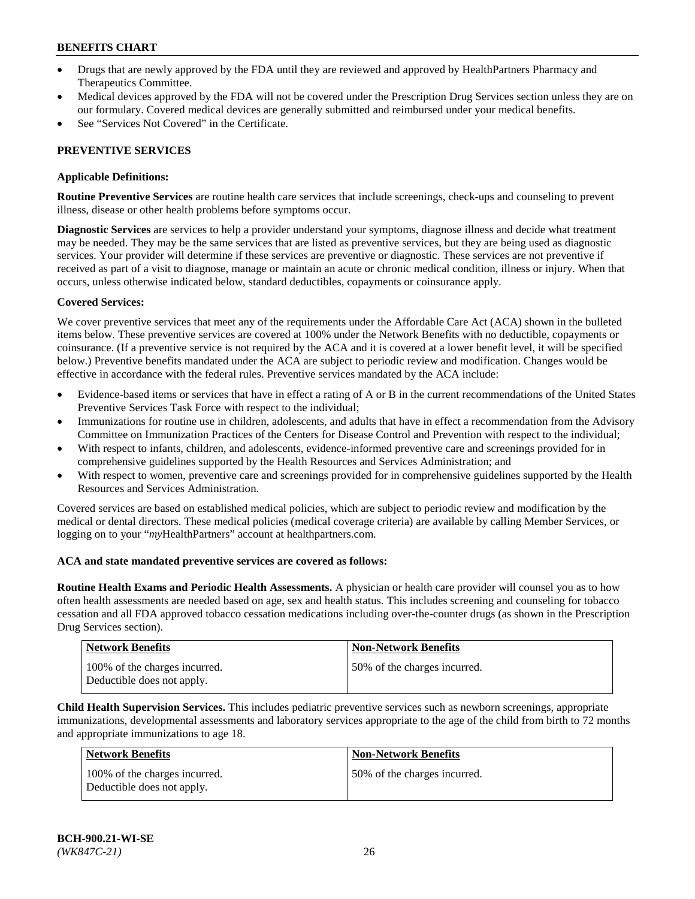- Drugs that are newly approved by the FDA until they are reviewed and approved by HealthPartners Pharmacy and Therapeutics Committee.
- Medical devices approved by the FDA will not be covered under the Prescription Drug Services section unless they are on our formulary. Covered medical devices are generally submitted and reimbursed under your medical benefits.
- See "Services Not Covered" in the Certificate.

## PREVENTIVE SERVICES

**Applicable Definitions:**

**Routine Preventive Services** are routine health care services that include screenings, check-ups and counseling to prevent illness, disease or other health problems before symptoms occur.

**Diagnostic Services** are services to help a provider understand your symptoms, diagnose illness and decide what treatment may be needed. They may be the same services that are listed as preventive services, but they are being used as diagnostic services. Your provider will determine if these services are preventive or diagnostic. These services are not preventive if received as part of a visit to diagnose, manage or maintain an acute or chronic medical condition, illness or injury. When that occurs, unless otherwise indicated below, standard deductibles, copayments or coinsurance apply.

**Covered Services:**

We cover preventive services that meet any of the requirements under the Affordable Care Act (ACA) shown in the bulleted items below. These preventive services are covered at 100% under the Network Benefits with no deductible, copayments or coinsurance. (If a preventive service is not required by the ACA and it is covered at a lower benefit level, it will be specified below.) Preventive benefits mandated under the ACA are subject to periodic review and modification. Changes would be effective in accordance with the federal rules. Preventive services mandated by the ACA include:

- Evidence-based items or services that have in effect a rating of A or B in the current recommendations of the United States Preventive Services Task Force with respect to the individual;
- Immunizations for routine use in children, adolescents, and adults that have in effect a recommendation from the Advisory Committee on Immunization Practices of the Centers for Disease Control and Prevention with respect to the individual;
- With respect to infants, children, and adolescents, evidence-informed preventive care and screenings provided for in comprehensive guidelines supported by the Health Resources and Services Administration; and
- With respect to women, preventive care and screenings provided for in comprehensive guidelines supported by the Health Resources and Services Administration.

Covered services are based on established medical policies, which are subject to periodic review and modification by the medical or dental directors. These medical policies (medical coverage criteria) are available by calling Member Services, or logging on to your "*my*HealthPartners" account at healthpartners.com.

**ACA and state mandated preventive services are covered as follows:**

**Routine Health Exams and Periodic Health Assessments.** A physician or health care provider will counsel you as to how often health assessments are needed based on age, sex and health status. This includes screening and counseling for tobacco cessation and all FDA approved tobacco cessation medications including over-the-counter drugs (as shown in the Prescription Drug Services section).

| Network Benefits | Non-Network Benefits |
|---|---|
| 100% of the charges incurred. Deductible does not apply. | 50% of the charges incurred. |

**Child Health Supervision Services.** This includes pediatric preventive services such as newborn screenings, appropriate immunizations, developmental assessments and laboratory services appropriate to the age of the child from birth to 72 months and appropriate immunizations to age 18.

| Network Benefits | Non-Network Benefits |
|---|---|
| 100% of the charges incurred. Deductible does not apply. | 50% of the charges incurred. |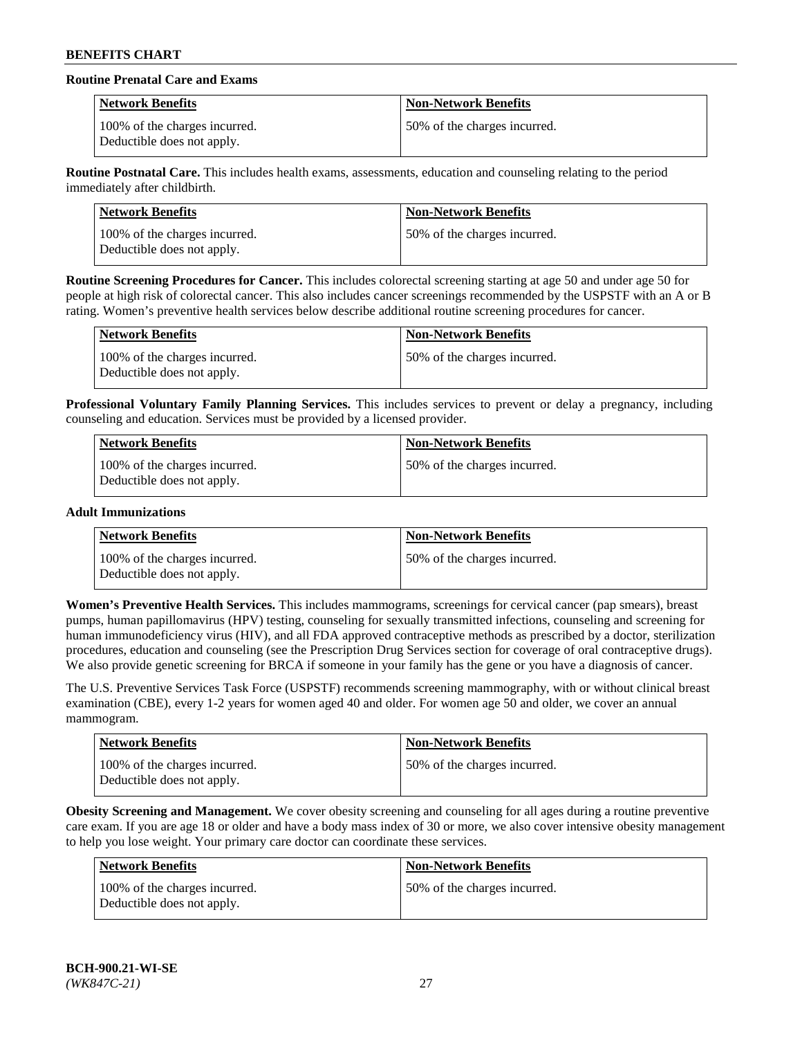**Routine Prenatal Care and Exams**

| Network Benefits | Non-Network Benefits |
| --- | --- |
| 100% of the charges incurred. Deductible does not apply. | 50% of the charges incurred. |

**Routine Postnatal Care.** This includes health exams, assessments, education and counseling relating to the period immediately after childbirth.

| Network Benefits | Non-Network Benefits |
| --- | --- |
| 100% of the charges incurred. Deductible does not apply. | 50% of the charges incurred. |

**Routine Screening Procedures for Cancer.** This includes colorectal screening starting at age 50 and under age 50 for people at high risk of colorectal cancer. This also includes cancer screenings recommended by the USPSTF with an A or B rating. Women's preventive health services below describe additional routine screening procedures for cancer.

| Network Benefits | Non-Network Benefits |
| --- | --- |
| 100% of the charges incurred. Deductible does not apply. | 50% of the charges incurred. |

**Professional Voluntary Family Planning Services.** This includes services to prevent or delay a pregnancy, including counseling and education. Services must be provided by a licensed provider.

| Network Benefits | Non-Network Benefits |
| --- | --- |
| 100% of the charges incurred. Deductible does not apply. | 50% of the charges incurred. |

**Adult Immunizations**

| Network Benefits | Non-Network Benefits |
| --- | --- |
| 100% of the charges incurred. Deductible does not apply. | 50% of the charges incurred. |

**Women's Preventive Health Services.** This includes mammograms, screenings for cervical cancer (pap smears), breast pumps, human papillomavirus (HPV) testing, counseling for sexually transmitted infections, counseling and screening for human immunodeficiency virus (HIV), and all FDA approved contraceptive methods as prescribed by a doctor, sterilization procedures, education and counseling (see the Prescription Drug Services section for coverage of oral contraceptive drugs). We also provide genetic screening for BRCA if someone in your family has the gene or you have a diagnosis of cancer.

The U.S. Preventive Services Task Force (USPSTF) recommends screening mammography, with or without clinical breast examination (CBE), every 1-2 years for women aged 40 and older. For women age 50 and older, we cover an annual mammogram.

| Network Benefits | Non-Network Benefits |
| --- | --- |
| 100% of the charges incurred. Deductible does not apply. | 50% of the charges incurred. |

**Obesity Screening and Management.** We cover obesity screening and counseling for all ages during a routine preventive care exam. If you are age 18 or older and have a body mass index of 30 or more, we also cover intensive obesity management to help you lose weight. Your primary care doctor can coordinate these services.

| Network Benefits | Non-Network Benefits |
| --- | --- |
| 100% of the charges incurred. Deductible does not apply. | 50% of the charges incurred. |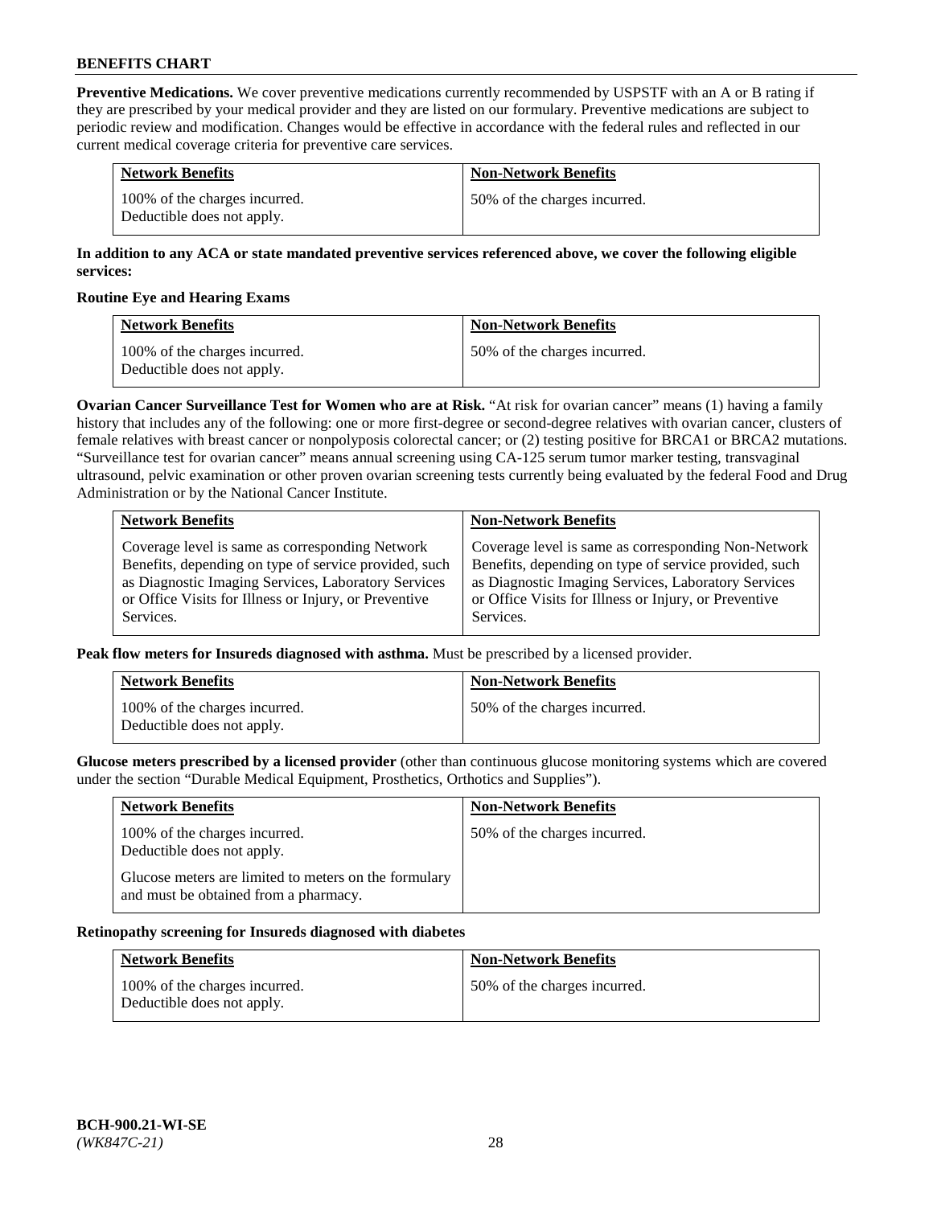**Preventive Medications.** We cover preventive medications currently recommended by USPSTF with an A or B rating if they are prescribed by your medical provider and they are listed on our formulary. Preventive medications are subject to periodic review and modification. Changes would be effective in accordance with the federal rules and reflected in our current medical coverage criteria for preventive care services.

| Network Benefits | Non-Network Benefits |
|---|---|
| 100% of the charges incurred. Deductible does not apply. | 50% of the charges incurred. |

**In addition to any ACA or state mandated preventive services referenced above, we cover the following eligible services:**

**Routine Eye and Hearing Exams**

| Network Benefits | Non-Network Benefits |
|---|---|
| 100% of the charges incurred. Deductible does not apply. | 50% of the charges incurred. |

**Ovarian Cancer Surveillance Test for Women who are at Risk.** "At risk for ovarian cancer" means (1) having a family history that includes any of the following: one or more first-degree or second-degree relatives with ovarian cancer, clusters of female relatives with breast cancer or nonpolyposis colorectal cancer; or (2) testing positive for BRCA1 or BRCA2 mutations. "Surveillance test for ovarian cancer" means annual screening using CA-125 serum tumor marker testing, transvaginal ultrasound, pelvic examination or other proven ovarian screening tests currently being evaluated by the federal Food and Drug Administration or by the National Cancer Institute.

| Network Benefits | Non-Network Benefits |
|---|---|
| Coverage level is same as corresponding Network Benefits, depending on type of service provided, such as Diagnostic Imaging Services, Laboratory Services or Office Visits for Illness or Injury, or Preventive Services. | Coverage level is same as corresponding Non-Network Benefits, depending on type of service provided, such as Diagnostic Imaging Services, Laboratory Services or Office Visits for Illness or Injury, or Preventive Services. |

**Peak flow meters for Insureds diagnosed with asthma.** Must be prescribed by a licensed provider.

| Network Benefits | Non-Network Benefits |
|---|---|
| 100% of the charges incurred. Deductible does not apply. | 50% of the charges incurred. |

**Glucose meters prescribed by a licensed provider** (other than continuous glucose monitoring systems which are covered under the section "Durable Medical Equipment, Prosthetics, Orthotics and Supplies").

| Network Benefits | Non-Network Benefits |
|---|---|
| 100% of the charges incurred. Deductible does not apply. Glucose meters are limited to meters on the formulary and must be obtained from a pharmacy. | 50% of the charges incurred. |

**Retinopathy screening for Insureds diagnosed with diabetes**

| Network Benefits | Non-Network Benefits |
|---|---|
| 100% of the charges incurred. Deductible does not apply. | 50% of the charges incurred. |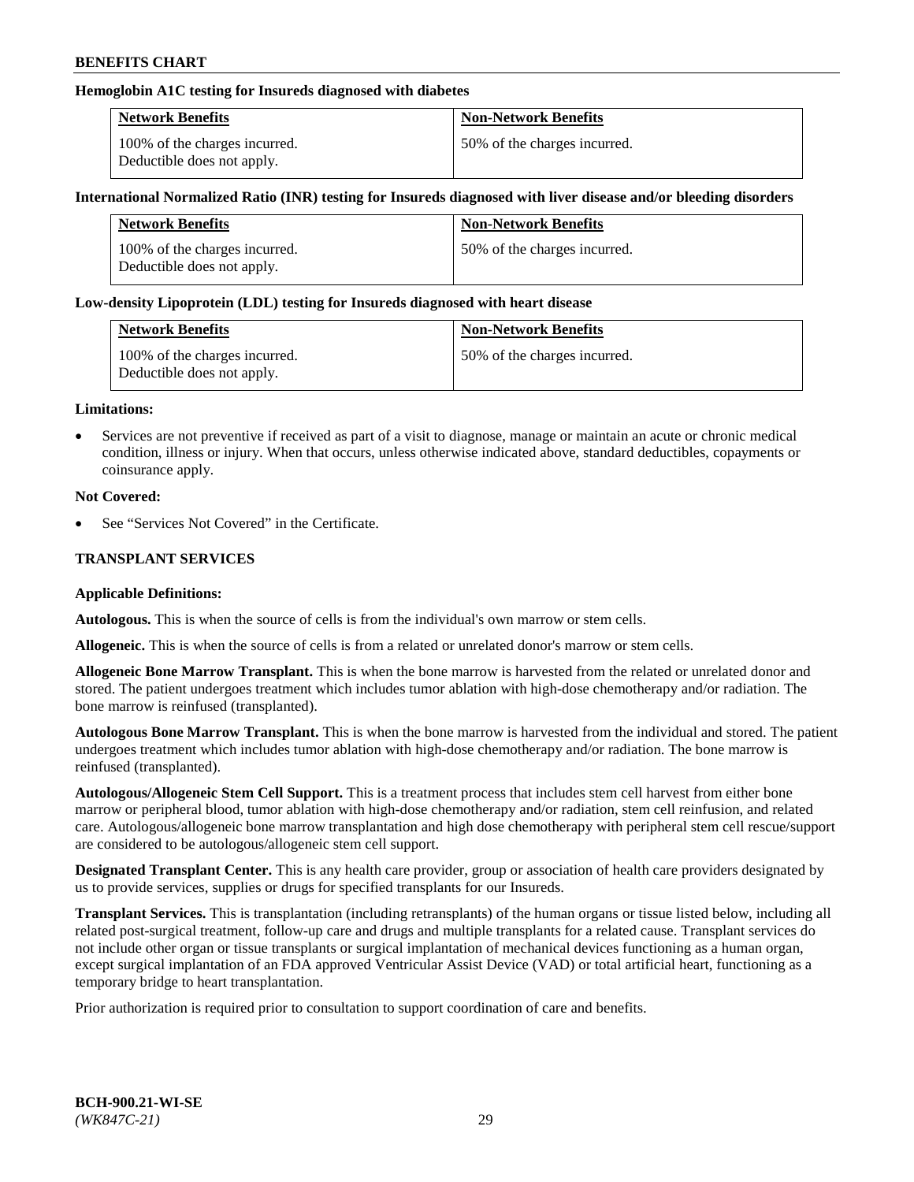**Hemoglobin A1C testing for Insureds diagnosed with diabetes**

| Network Benefits | Non-Network Benefits |
|---|---|
| 100% of the charges incurred. Deductible does not apply. | 50% of the charges incurred. |

**International Normalized Ratio (INR) testing for Insureds diagnosed with liver disease and/or bleeding disorders**

| Network Benefits | Non-Network Benefits |
|---|---|
| 100% of the charges incurred. Deductible does not apply. | 50% of the charges incurred. |

**Low-density Lipoprotein (LDL) testing for Insureds diagnosed with heart disease**

| Network Benefits | Non-Network Benefits |
|---|---|
| 100% of the charges incurred. Deductible does not apply. | 50% of the charges incurred. |

**Limitations:**

- Services are not preventive if received as part of a visit to diagnose, manage or maintain an acute or chronic medical condition, illness or injury. When that occurs, unless otherwise indicated above, standard deductibles, copayments or coinsurance apply.

**Not Covered:**

- See "Services Not Covered" in the Certificate.

## TRANSPLANT SERVICES

**Applicable Definitions:**

**Autologous.** This is when the source of cells is from the individual's own marrow or stem cells.

**Allogeneic.** This is when the source of cells is from a related or unrelated donor's marrow or stem cells.

**Allogeneic Bone Marrow Transplant.** This is when the bone marrow is harvested from the related or unrelated donor and stored. The patient undergoes treatment which includes tumor ablation with high-dose chemotherapy and/or radiation. The bone marrow is reinfused (transplanted).

**Autologous Bone Marrow Transplant.** This is when the bone marrow is harvested from the individual and stored. The patient undergoes treatment which includes tumor ablation with high-dose chemotherapy and/or radiation. The bone marrow is reinfused (transplanted).

**Autologous/Allogeneic Stem Cell Support.** This is a treatment process that includes stem cell harvest from either bone marrow or peripheral blood, tumor ablation with high-dose chemotherapy and/or radiation, stem cell reinfusion, and related care. Autologous/allogeneic bone marrow transplantation and high dose chemotherapy with peripheral stem cell rescue/support are considered to be autologous/allogeneic stem cell support.

**Designated Transplant Center.** This is any health care provider, group or association of health care providers designated by us to provide services, supplies or drugs for specified transplants for our Insureds.

**Transplant Services.** This is transplantation (including retransplants) of the human organs or tissue listed below, including all related post-surgical treatment, follow-up care and drugs and multiple transplants for a related cause. Transplant services do not include other organ or tissue transplants or surgical implantation of mechanical devices functioning as a human organ, except surgical implantation of an FDA approved Ventricular Assist Device (VAD) or total artificial heart, functioning as a temporary bridge to heart transplantation.

Prior authorization is required prior to consultation to support coordination of care and benefits.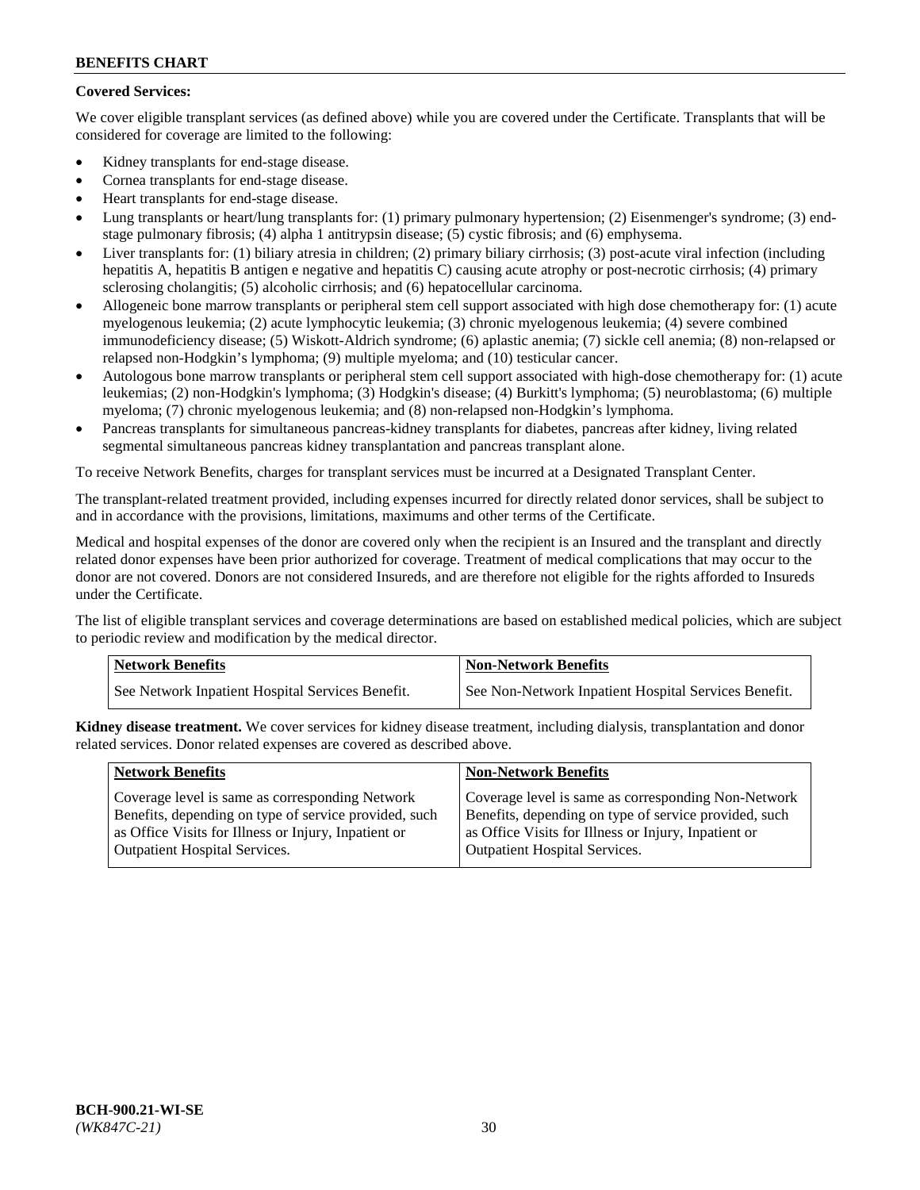**Covered Services:**

We cover eligible transplant services (as defined above) while you are covered under the Certificate. Transplants that will be considered for coverage are limited to the following:

- Kidney transplants for end-stage disease.
- Cornea transplants for end-stage disease.
- Heart transplants for end-stage disease.
- Lung transplants or heart/lung transplants for: (1) primary pulmonary hypertension; (2) Eisenmenger's syndrome; (3) end-stage pulmonary fibrosis; (4) alpha 1 antitrypsin disease; (5) cystic fibrosis; and (6) emphysema.
- Liver transplants for: (1) biliary atresia in children; (2) primary biliary cirrhosis; (3) post-acute viral infection (including hepatitis A, hepatitis B antigen e negative and hepatitis C) causing acute atrophy or post-necrotic cirrhosis; (4) primary sclerosing cholangitis; (5) alcoholic cirrhosis; and (6) hepatocellular carcinoma.
- Allogeneic bone marrow transplants or peripheral stem cell support associated with high dose chemotherapy for: (1) acute myelogenous leukemia; (2) acute lymphocytic leukemia; (3) chronic myelogenous leukemia; (4) severe combined immunodeficiency disease; (5) Wiskott-Aldrich syndrome; (6) aplastic anemia; (7) sickle cell anemia; (8) non-relapsed or relapsed non-Hodgkin's lymphoma; (9) multiple myeloma; and (10) testicular cancer.
- Autologous bone marrow transplants or peripheral stem cell support associated with high-dose chemotherapy for: (1) acute leukemias; (2) non-Hodgkin's lymphoma; (3) Hodgkin's disease; (4) Burkitt's lymphoma; (5) neuroblastoma; (6) multiple myeloma; (7) chronic myelogenous leukemia; and (8) non-relapsed non-Hodgkin's lymphoma.
- Pancreas transplants for simultaneous pancreas-kidney transplants for diabetes, pancreas after kidney, living related segmental simultaneous pancreas kidney transplantation and pancreas transplant alone.

To receive Network Benefits, charges for transplant services must be incurred at a Designated Transplant Center.

The transplant-related treatment provided, including expenses incurred for directly related donor services, shall be subject to and in accordance with the provisions, limitations, maximums and other terms of the Certificate.

Medical and hospital expenses of the donor are covered only when the recipient is an Insured and the transplant and directly related donor expenses have been prior authorized for coverage. Treatment of medical complications that may occur to the donor are not covered. Donors are not considered Insureds, and are therefore not eligible for the rights afforded to Insureds under the Certificate.

The list of eligible transplant services and coverage determinations are based on established medical policies, which are subject to periodic review and modification by the medical director.

| Network Benefits | Non-Network Benefits |
|---|---|
| See Network Inpatient Hospital Services Benefit. | See Non-Network Inpatient Hospital Services Benefit. |

**Kidney disease treatment.** We cover services for kidney disease treatment, including dialysis, transplantation and donor related services. Donor related expenses are covered as described above.

| Network Benefits | Non-Network Benefits |
|---|---|
| Coverage level is same as corresponding Network Benefits, depending on type of service provided, such as Office Visits for Illness or Injury, Inpatient or Outpatient Hospital Services. | Coverage level is same as corresponding Non-Network Benefits, depending on type of service provided, such as Office Visits for Illness or Injury, Inpatient or Outpatient Hospital Services. |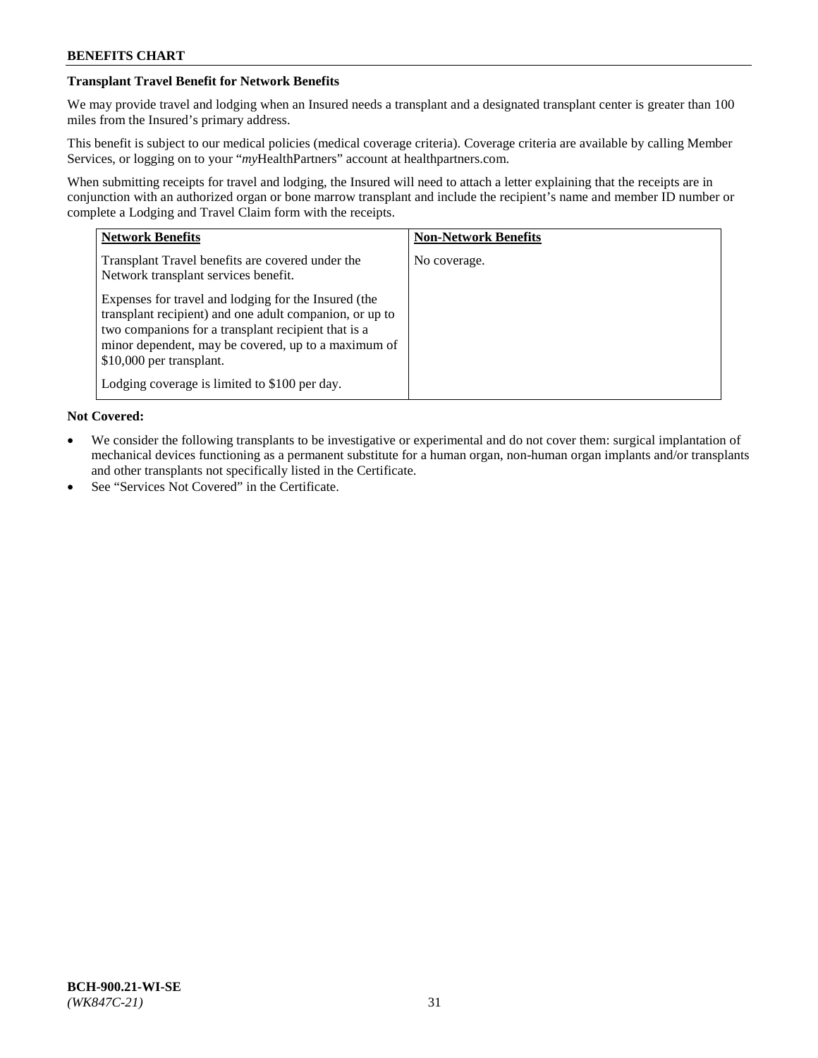### Transplant Travel Benefit for Network Benefits

We may provide travel and lodging when an Insured needs a transplant and a designated transplant center is greater than 100 miles from the Insured's primary address.

This benefit is subject to our medical policies (medical coverage criteria). Coverage criteria are available by calling Member Services, or logging on to your "*my*HealthPartners" account at healthpartners.com.

When submitting receipts for travel and lodging, the Insured will need to attach a letter explaining that the receipts are in conjunction with an authorized organ or bone marrow transplant and include the recipient's name and member ID number or complete a Lodging and Travel Claim form with the receipts.

| Network Benefits | Non-Network Benefits |
|---|---|
| Transplant Travel benefits are covered under the Network transplant services benefit.<br><br>Expenses for travel and lodging for the Insured (the transplant recipient) and one adult companion, or up to two companions for a transplant recipient that is a minor dependent, may be covered, up to a maximum of $10,000 per transplant.<br><br>Lodging coverage is limited to $100 per day. | No coverage. |

**Not Covered:**

- We consider the following transplants to be investigative or experimental and do not cover them: surgical implantation of mechanical devices functioning as a permanent substitute for a human organ, non-human organ implants and/or transplants and other transplants not specifically listed in the Certificate.
- See "Services Not Covered" in the Certificate.